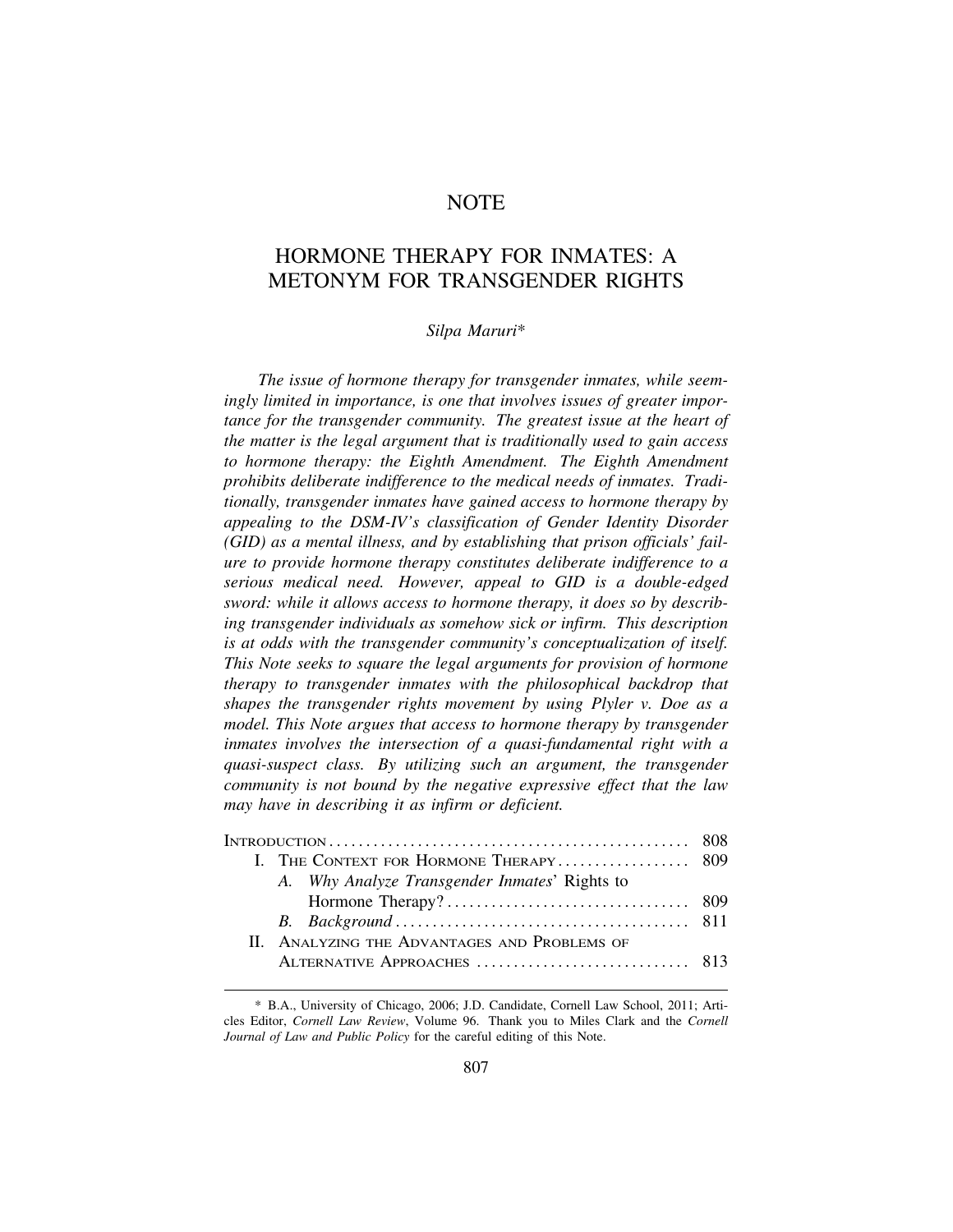# NOTE

# HORMONE THERAPY FOR INMATES: A METONYM FOR TRANSGENDER RIGHTS

*Silpa Maruri\**

*The issue of hormone therapy for transgender inmates, while seemingly limited in importance, is one that involves issues of greater importance for the transgender community. The greatest issue at the heart of the matter is the legal argument that is traditionally used to gain access to hormone therapy: the Eighth Amendment. The Eighth Amendment prohibits deliberate indifference to the medical needs of inmates. Traditionally, transgender inmates have gained access to hormone therapy by appealing to the DSM-IV's classification of Gender Identity Disorder (GID) as a mental illness, and by establishing that prison officials' failure to provide hormone therapy constitutes deliberate indifference to a serious medical need. However, appeal to GID is a double-edged sword: while it allows access to hormone therapy, it does so by describing transgender individuals as somehow sick or infirm. This description is at odds with the transgender community's conceptualization of itself. This Note seeks to square the legal arguments for provision of hormone therapy to transgender inmates with the philosophical backdrop that shapes the transgender rights movement by using Plyler v. Doe as a model. This Note argues that access to hormone therapy by transgender inmates involves the intersection of a quasi-fundamental right with a quasi-suspect class. By utilizing such an argument, the transgender community is not bound by the negative expressive effect that the law may have in describing it as infirm or deficient.*

| | |
|---|---|
| INTRODUCTION | 808 |
| I. THE CONTEXT FOR HORMONE THERAPY | 809 |
| A. *Why Analyze Transgender Inmates' Rights to Hormone Therapy?* | 809 |
| B. *Background* | 811 |
| II. ANALYZING THE ADVANTAGES AND PROBLEMS OF ALTERNATIVE APPROACHES | 813 |

\* B.A., University of Chicago, 2006; J.D. Candidate, Cornell Law School, 2011; Articles Editor, *Cornell Law Review*, Volume 96. Thank you to Miles Clark and the *Cornell Journal of Law and Public Policy* for the careful editing of this Note.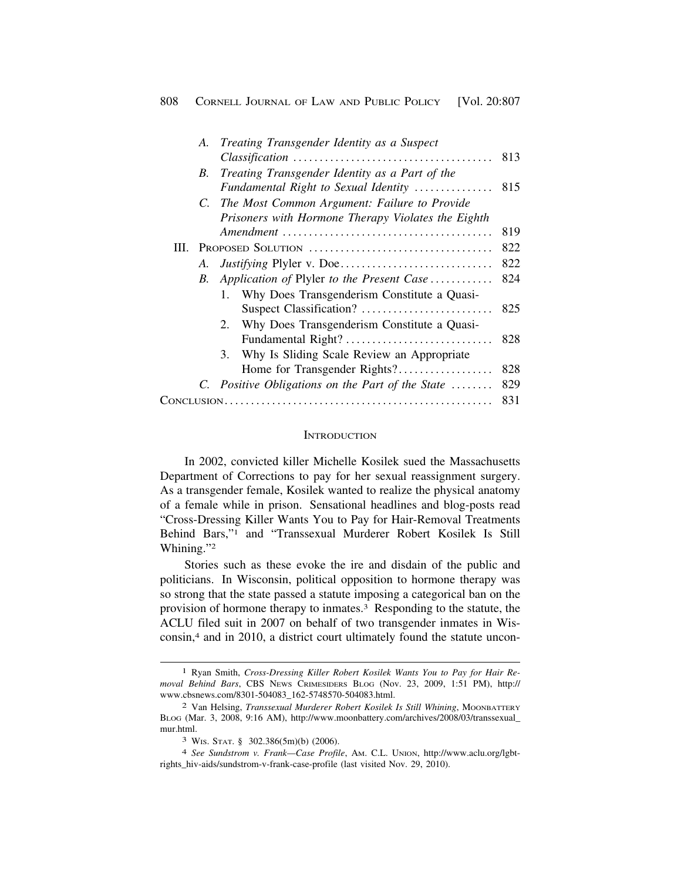| | | |
|---|---|---|
| A. | *Treating Transgender Identity as a Suspect Classification* | 813 |
| B. | *Treating Transgender Identity as a Part of the Fundamental Right to Sexual Identity* | 815 |
| C. | *The Most Common Argument: Failure to Provide Prisoners with Hormone Therapy Violates the Eighth Amendment* | 819 |
| III. | PROPOSED SOLUTION | 822 |
| A. | *Justifying* Plyler v. Doe | 822 |
| B. | *Application of* Plyler *to the Present Case* | 824 |
| 1. | Why Does Transgenderism Constitute a Quasi-Suspect Classification? | 825 |
| 2. | Why Does Transgenderism Constitute a Quasi-Fundamental Right? | 828 |
| 3. | Why Is Sliding Scale Review an Appropriate Home for Transgender Rights? | 828 |
| C. | *Positive Obligations on the Part of the State* | 829 |
| CONCLUSION | | 831 |

## INTRODUCTION

In 2002, convicted killer Michelle Kosilek sued the Massachusetts Department of Corrections to pay for her sexual reassignment surgery. As a transgender female, Kosilek wanted to realize the physical anatomy of a female while in prison. Sensational headlines and blog-posts read "Cross-Dressing Killer Wants You to Pay for Hair-Removal Treatments Behind Bars,"[1] and "Transsexual Murderer Robert Kosilek Is Still Whining."[2]

Stories such as these evoke the ire and disdain of the public and politicians. In Wisconsin, political opposition to hormone therapy was so strong that the state passed a statute imposing a categorical ban on the provision of hormone therapy to inmates.[3] Responding to the statute, the ACLU filed suit in 2007 on behalf of two transgender inmates in Wisconsin,[4] and in 2010, a district court ultimately found the statute uncon-

---

[1] Ryan Smith, *Cross-Dressing Killer Robert Kosilek Wants You to Pay for Hair Removal Behind Bars*, CBS NEWS CRIMESIDERS BLOG (Nov. 23, 2009, 1:51 PM), http://www.cbsnews.com/8301-504083_162-5748570-504083.html.

[2] Van Helsing, *Transsexual Murderer Robert Kosilek Is Still Whining*, MOONBATTERY BLOG (Mar. 3, 2008, 9:16 AM), http://www.moonbattery.com/archives/2008/03/transsexual_mur.html.

[3] WIS. STAT. § 302.386(5m)(b) (2006).

[4] *See Sundstrom v. Frank—Case Profile*, AM. C.L. UNION, http://www.aclu.org/lgbt-rights_hiv-aids/sundstrom-v-frank-case-profile (last visited Nov. 29, 2010).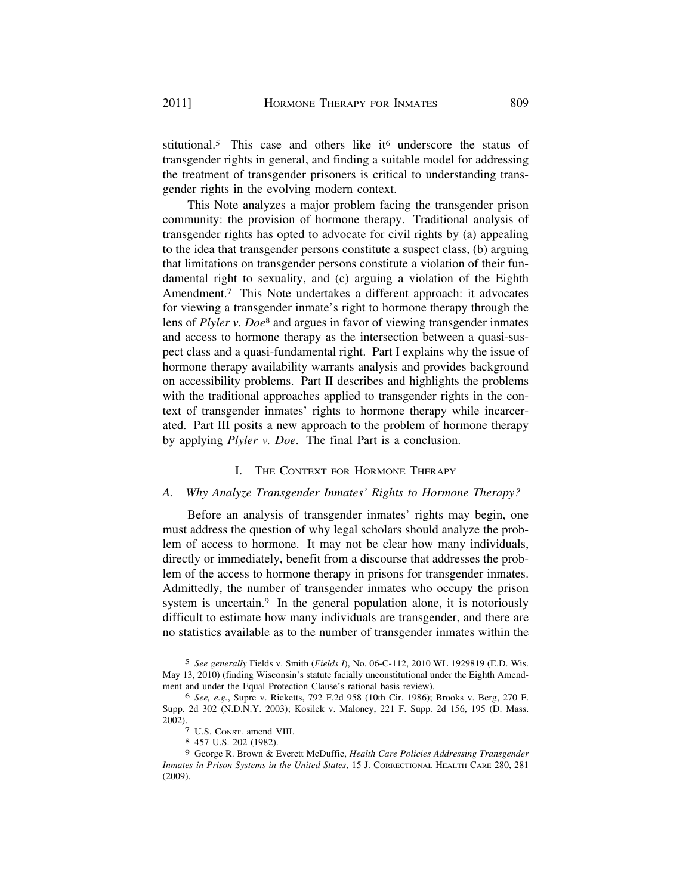stitutional.[5] This case and others like it[6] underscore the status of transgender rights in general, and finding a suitable model for addressing the treatment of transgender prisoners is critical to understanding transgender rights in the evolving modern context.

This Note analyzes a major problem facing the transgender prison community: the provision of hormone therapy. Traditional analysis of transgender rights has opted to advocate for civil rights by (a) appealing to the idea that transgender persons constitute a suspect class, (b) arguing that limitations on transgender persons constitute a violation of their fundamental right to sexuality, and (c) arguing a violation of the Eighth Amendment.[7] This Note undertakes a different approach: it advocates for viewing a transgender inmate's right to hormone therapy through the lens of *Plyler v. Doe*[8] and argues in favor of viewing transgender inmates and access to hormone therapy as the intersection between a quasi-suspect class and a quasi-fundamental right. Part I explains why the issue of hormone therapy availability warrants analysis and provides background on accessibility problems. Part II describes and highlights the problems with the traditional approaches applied to transgender rights in the context of transgender inmates' rights to hormone therapy while incarcerated. Part III posits a new approach to the problem of hormone therapy by applying *Plyler v. Doe*. The final Part is a conclusion.

## I. The Context for Hormone Therapy

### A. *Why Analyze Transgender Inmates' Rights to Hormone Therapy?*

Before an analysis of transgender inmates' rights may begin, one must address the question of why legal scholars should analyze the problem of access to hormone. It may not be clear how many individuals, directly or immediately, benefit from a discourse that addresses the problem of the access to hormone therapy in prisons for transgender inmates. Admittedly, the number of transgender inmates who occupy the prison system is uncertain.[9] In the general population alone, it is notoriously difficult to estimate how many individuals are transgender, and there are no statistics available as to the number of transgender inmates within the

---

[5] *See generally* Fields v. Smith (*Fields I*), No. 06-C-112, 2010 WL 1929819 (E.D. Wis. May 13, 2010) (finding Wisconsin's statute facially unconstitutional under the Eighth Amendment and under the Equal Protection Clause's rational basis review).

[6] *See, e.g.*, Supre v. Ricketts, 792 F.2d 958 (10th Cir. 1986); Brooks v. Berg, 270 F. Supp. 2d 302 (N.D.N.Y. 2003); Kosilek v. Maloney, 221 F. Supp. 2d 156, 195 (D. Mass. 2002).

[7] U.S. Const. amend VIII.

[8] 457 U.S. 202 (1982).

[9] George R. Brown & Everett McDuffie, *Health Care Policies Addressing Transgender Inmates in Prison Systems in the United States*, 15 J. Correctional Health Care 280, 281 (2009).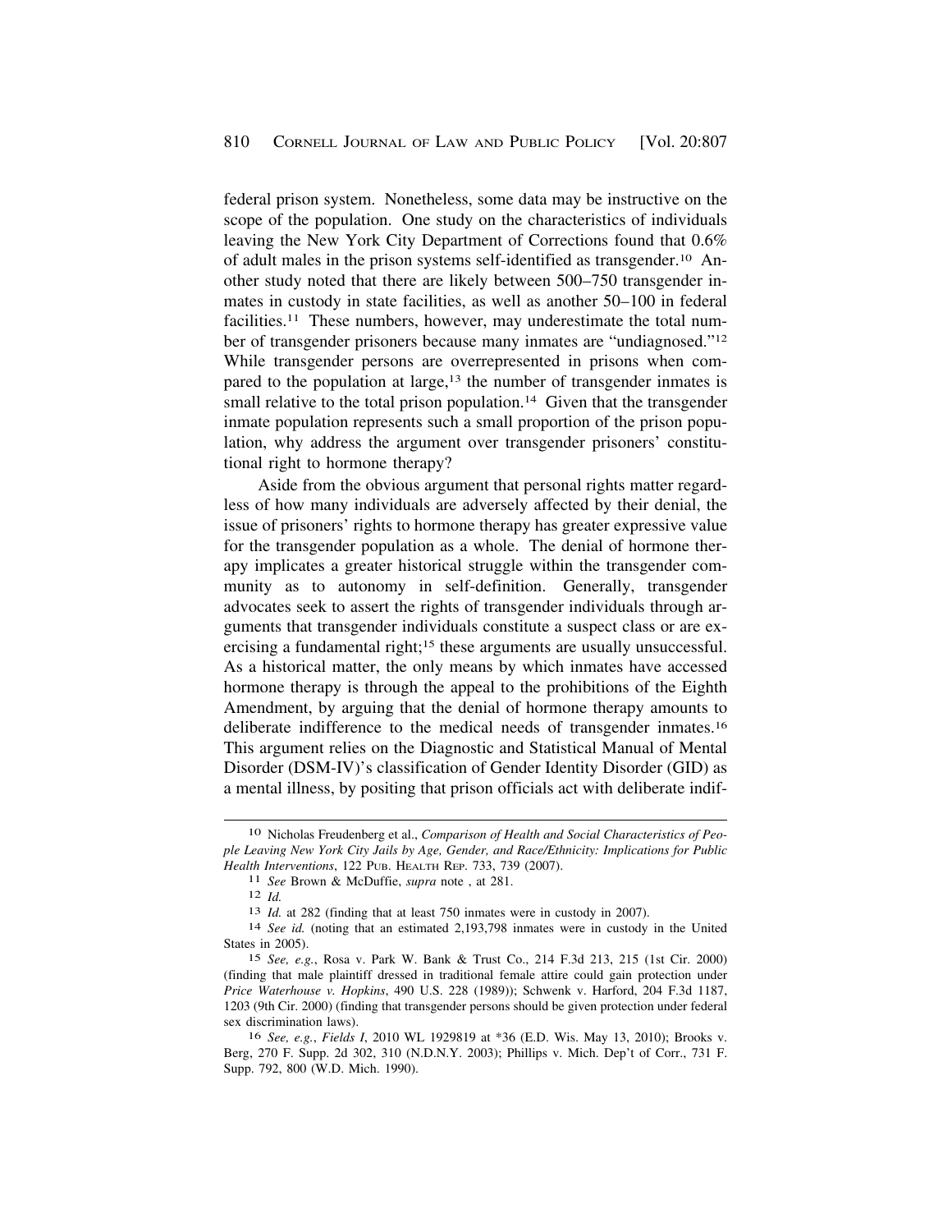federal prison system. Nonetheless, some data may be instructive on the scope of the population. One study on the characteristics of individuals leaving the New York City Department of Corrections found that 0.6% of adult males in the prison systems self-identified as transgender.[10] Another study noted that there are likely between 500–750 transgender inmates in custody in state facilities, as well as another 50–100 in federal facilities.[11] These numbers, however, may underestimate the total number of transgender prisoners because many inmates are "undiagnosed."[12] While transgender persons are overrepresented in prisons when compared to the population at large,[13] the number of transgender inmates is small relative to the total prison population.[14] Given that the transgender inmate population represents such a small proportion of the prison population, why address the argument over transgender prisoners' constitutional right to hormone therapy?

Aside from the obvious argument that personal rights matter regardless of how many individuals are adversely affected by their denial, the issue of prisoners' rights to hormone therapy has greater expressive value for the transgender population as a whole. The denial of hormone therapy implicates a greater historical struggle within the transgender community as to autonomy in self-definition. Generally, transgender advocates seek to assert the rights of transgender individuals through arguments that transgender individuals constitute a suspect class or are exercising a fundamental right;[15] these arguments are usually unsuccessful. As a historical matter, the only means by which inmates have accessed hormone therapy is through the appeal to the prohibitions of the Eighth Amendment, by arguing that the denial of hormone therapy amounts to deliberate indifference to the medical needs of transgender inmates.[16] This argument relies on the Diagnostic and Statistical Manual of Mental Disorder (DSM-IV)'s classification of Gender Identity Disorder (GID) as a mental illness, by positing that prison officials act with deliberate indif-

---

10 Nicholas Freudenberg et al., *Comparison of Health and Social Characteristics of People Leaving New York City Jails by Age, Gender, and Race/Ethnicity: Implications for Public Health Interventions*, 122 PUB. HEALTH REP. 733, 739 (2007).

11 *See* Brown & McDuffie, *supra* note , at 281.

12 *Id.*

13 *Id.* at 282 (finding that at least 750 inmates were in custody in 2007).

14 *See id.* (noting that an estimated 2,193,798 inmates were in custody in the United States in 2005).

15 *See, e.g.*, Rosa v. Park W. Bank & Trust Co., 214 F.3d 213, 215 (1st Cir. 2000) (finding that male plaintiff dressed in traditional female attire could gain protection under *Price Waterhouse v. Hopkins*, 490 U.S. 228 (1989)); Schwenk v. Harford, 204 F.3d 1187, 1203 (9th Cir. 2000) (finding that transgender persons should be given protection under federal sex discrimination laws).

16 *See, e.g.*, *Fields I*, 2010 WL 1929819 at *36 (E.D. Wis. May 13, 2010); Brooks v. Berg, 270 F. Supp. 2d 302, 310 (N.D.N.Y. 2003); Phillips v. Mich. Dep't of Corr., 731 F. Supp. 792, 800 (W.D. Mich. 1990).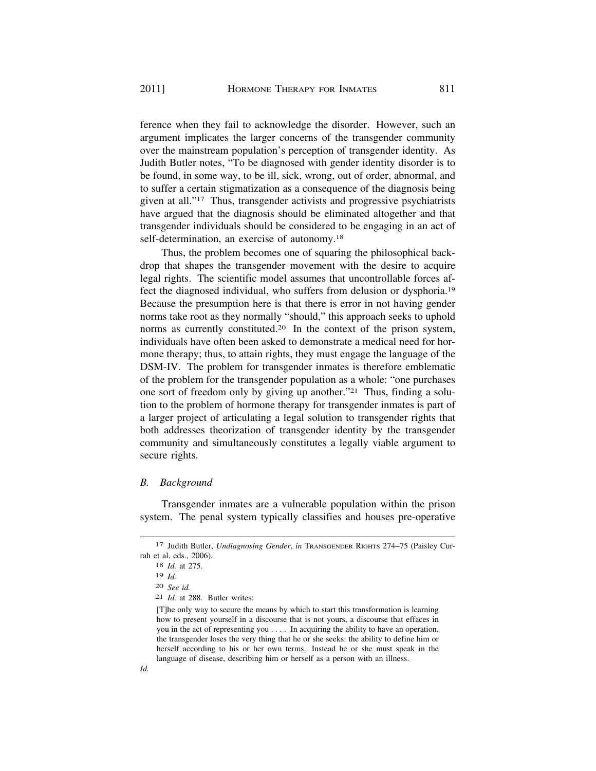ference when they fail to acknowledge the disorder. However, such an argument implicates the larger concerns of the transgender community over the mainstream population's perception of transgender identity. As Judith Butler notes, "To be diagnosed with gender identity disorder is to be found, in some way, to be ill, sick, wrong, out of order, abnormal, and to suffer a certain stigmatization as a consequence of the diagnosis being given at all."[17] Thus, transgender activists and progressive psychiatrists have argued that the diagnosis should be eliminated altogether and that transgender individuals should be considered to be engaging in an act of self-determination, an exercise of autonomy.[18]

Thus, the problem becomes one of squaring the philosophical backdrop that shapes the transgender movement with the desire to acquire legal rights. The scientific model assumes that uncontrollable forces affect the diagnosed individual, who suffers from delusion or dysphoria.[19] Because the presumption here is that there is error in not having gender norms take root as they normally "should," this approach seeks to uphold norms as currently constituted.[20] In the context of the prison system, individuals have often been asked to demonstrate a medical need for hormone therapy; thus, to attain rights, they must engage the language of the DSM-IV. The problem for transgender inmates is therefore emblematic of the problem for the transgender population as a whole: "one purchases one sort of freedom only by giving up another."[21] Thus, finding a solution to the problem of hormone therapy for transgender inmates is part of a larger project of articulating a legal solution to transgender rights that both addresses theorization of transgender identity by the transgender community and simultaneously constitutes a legally viable argument to secure rights.

### *B. Background*

Transgender inmates are a vulnerable population within the prison system. The penal system typically classifies and houses pre-operative

---

[17] Judith Butler, *Undiagnosing Gender*, *in* TRANSGENDER RIGHTS 274–75 (Paisley Currah et al. eds., 2006).

[18] *Id.* at 275.

[19] *Id.*

[20] *See id.*

[21] *Id.* at 288. Butler writes:

> [T]he only way to secure the means by which to start this transformation is learning how to present yourself in a discourse that is not yours, a discourse that effaces in you in the act of representing you . . . . In acquiring the ability to have an operation, the transgender loses the very thing that he or she seeks: the ability to define him or herself according to his or her own terms. Instead he or she must speak in the language of disease, describing him or herself as a person with an illness.

*Id.*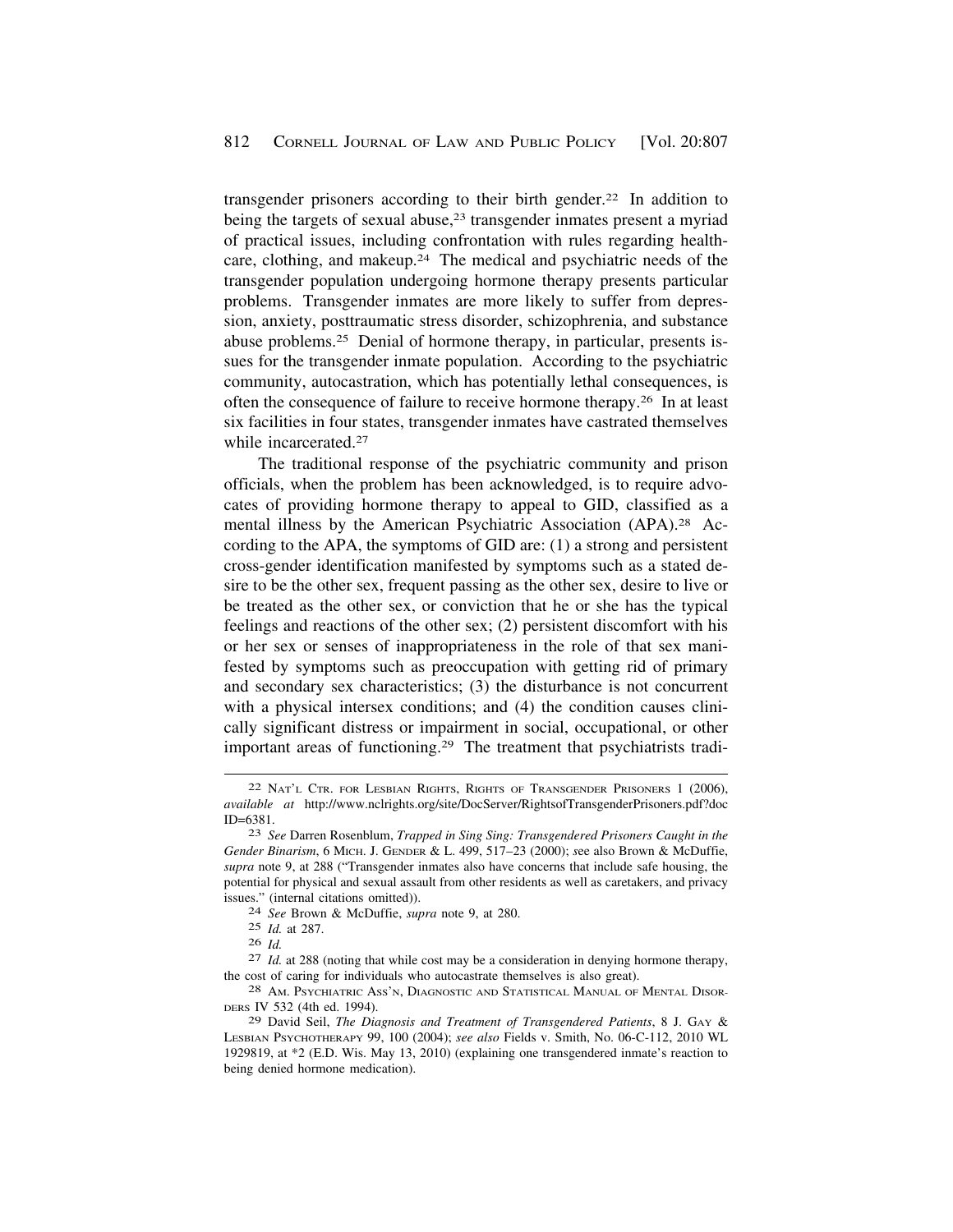transgender prisoners according to their birth gender.[22] In addition to being the targets of sexual abuse,[23] transgender inmates present a myriad of practical issues, including confrontation with rules regarding healthcare, clothing, and makeup.[24] The medical and psychiatric needs of the transgender population undergoing hormone therapy presents particular problems. Transgender inmates are more likely to suffer from depression, anxiety, posttraumatic stress disorder, schizophrenia, and substance abuse problems.[25] Denial of hormone therapy, in particular, presents issues for the transgender inmate population. According to the psychiatric community, autocastration, which has potentially lethal consequences, is often the consequence of failure to receive hormone therapy.[26] In at least six facilities in four states, transgender inmates have castrated themselves while incarcerated.[27]

The traditional response of the psychiatric community and prison officials, when the problem has been acknowledged, is to require advocates of providing hormone therapy to appeal to GID, classified as a mental illness by the American Psychiatric Association (APA).[28] According to the APA, the symptoms of GID are: (1) a strong and persistent cross-gender identification manifested by symptoms such as a stated desire to be the other sex, frequent passing as the other sex, desire to live or be treated as the other sex, or conviction that he or she has the typical feelings and reactions of the other sex; (2) persistent discomfort with his or her sex or senses of inappropriateness in the role of that sex manifested by symptoms such as preoccupation with getting rid of primary and secondary sex characteristics; (3) the disturbance is not concurrent with a physical intersex conditions; and (4) the condition causes clinically significant distress or impairment in social, occupational, or other important areas of functioning.[29] The treatment that psychiatrists tradi-

---

22 NAT'L CTR. FOR LESBIAN RIGHTS, RIGHTS OF TRANSGENDER PRISONERS 1 (2006), *available at* http://www.nclrights.org/site/DocServer/RightsofTransgenderPrisoners.pdf?docID=6381.

23 *See* Darren Rosenblum, *Trapped in Sing Sing: Transgendered Prisoners Caught in the Gender Binarism*, 6 MICH. J. GENDER & L. 499, 517–23 (2000); *s*ee also Brown & McDuffie, *supra* note 9, at 288 ("Transgender inmates also have concerns that include safe housing, the potential for physical and sexual assault from other residents as well as caretakers, and privacy issues." (internal citations omitted)).

24 *See* Brown & McDuffie, *supra* note 9, at 280.

25 *Id.* at 287.

26 *Id.*

27 *Id.* at 288 (noting that while cost may be a consideration in denying hormone therapy, the cost of caring for individuals who autocastrate themselves is also great).

28 AM. PSYCHIATRIC ASS'N, DIAGNOSTIC AND STATISTICAL MANUAL OF MENTAL DISORDERS IV 532 (4th ed. 1994).

29 David Seil, *The Diagnosis and Treatment of Transgendered Patients*, 8 J. GAY & LESBIAN PSYCHOTHERAPY 99, 100 (2004); *see also* Fields v. Smith, No. 06-C-112, 2010 WL 1929819, at *2 (E.D. Wis. May 13, 2010) (explaining one transgendered inmate's reaction to being denied hormone medication).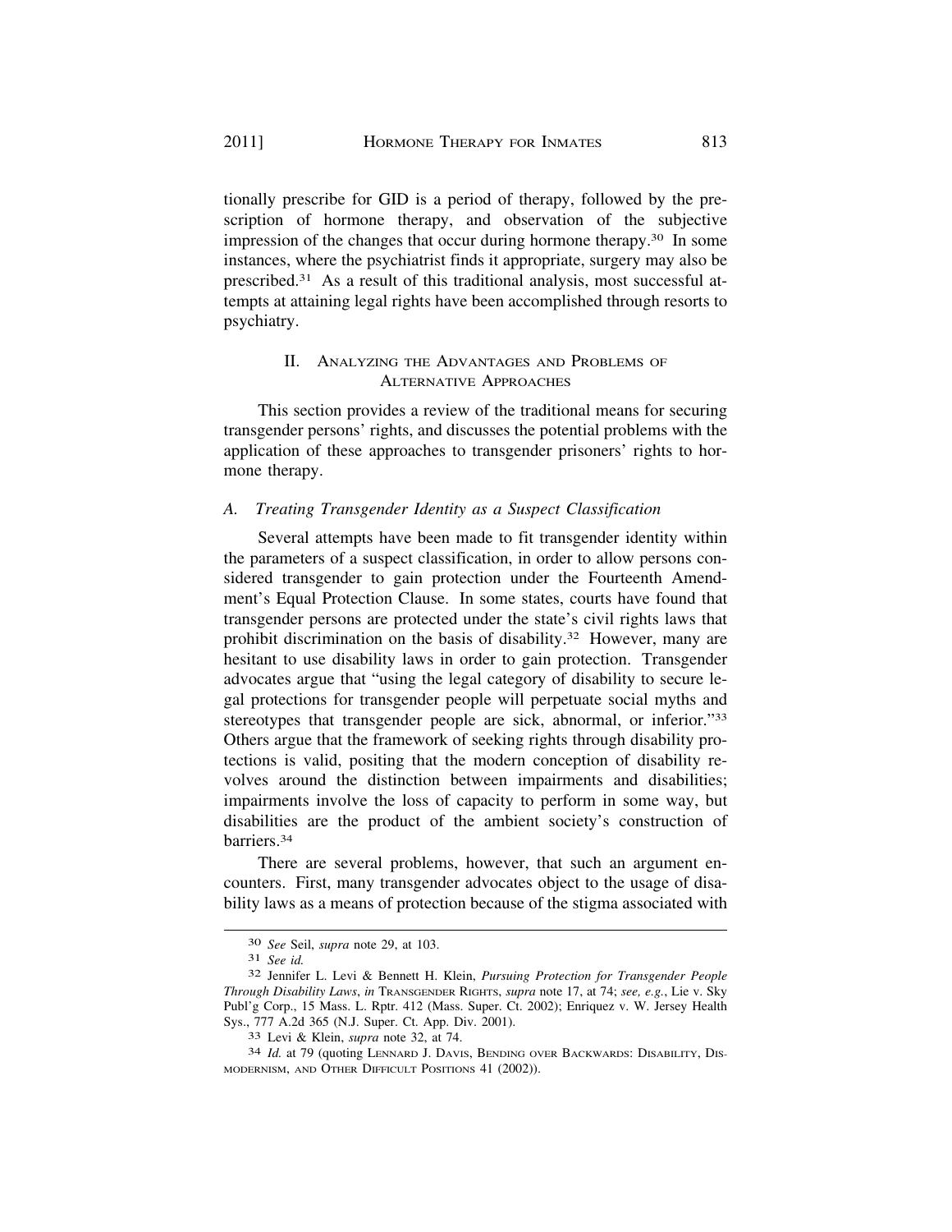tionally prescribe for GID is a period of therapy, followed by the prescription of hormone therapy, and observation of the subjective impression of the changes that occur during hormone therapy.[30] In some instances, where the psychiatrist finds it appropriate, surgery may also be prescribed.[31] As a result of this traditional analysis, most successful attempts at attaining legal rights have been accomplished through resorts to psychiatry.

## II. Analyzing the Advantages and Problems of Alternative Approaches

This section provides a review of the traditional means for securing transgender persons' rights, and discusses the potential problems with the application of these approaches to transgender prisoners' rights to hormone therapy.

### *A. Treating Transgender Identity as a Suspect Classification*

Several attempts have been made to fit transgender identity within the parameters of a suspect classification, in order to allow persons considered transgender to gain protection under the Fourteenth Amendment's Equal Protection Clause. In some states, courts have found that transgender persons are protected under the state's civil rights laws that prohibit discrimination on the basis of disability.[32] However, many are hesitant to use disability laws in order to gain protection. Transgender advocates argue that "using the legal category of disability to secure legal protections for transgender people will perpetuate social myths and stereotypes that transgender people are sick, abnormal, or inferior."[33] Others argue that the framework of seeking rights through disability protections is valid, positing that the modern conception of disability revolves around the distinction between impairments and disabilities; impairments involve the loss of capacity to perform in some way, but disabilities are the product of the ambient society's construction of barriers.[34]

There are several problems, however, that such an argument encounters. First, many transgender advocates object to the usage of disability laws as a means of protection because of the stigma associated with

---

30 *See* Seil, *supra* note 29, at 103.

31 *See id.*

32 Jennifer L. Levi & Bennett H. Klein, *Pursuing Protection for Transgender People Through Disability Laws*, *in* Transgender Rights, *supra* note 17, at 74; *see, e.g.*, Lie v. Sky Publ'g Corp., 15 Mass. L. Rptr. 412 (Mass. Super. Ct. 2002); Enriquez v. W. Jersey Health Sys., 777 A.2d 365 (N.J. Super. Ct. App. Div. 2001).

33 Levi & Klein, *supra* note 32, at 74.

34 *Id.* at 79 (quoting Lennard J. Davis, Bending over Backwards: Disability, Dismodernism, and Other Difficult Positions 41 (2002)).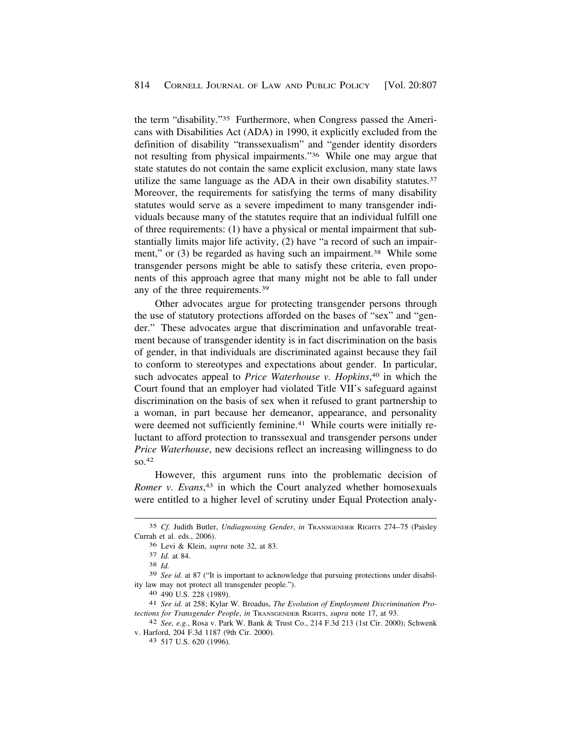the term "disability."[35] Furthermore, when Congress passed the Americans with Disabilities Act (ADA) in 1990, it explicitly excluded from the definition of disability "transsexualism" and "gender identity disorders not resulting from physical impairments."[36] While one may argue that state statutes do not contain the same explicit exclusion, many state laws utilize the same language as the ADA in their own disability statutes.[37] Moreover, the requirements for satisfying the terms of many disability statutes would serve as a severe impediment to many transgender individuals because many of the statutes require that an individual fulfill one of three requirements: (1) have a physical or mental impairment that substantially limits major life activity, (2) have "a record of such an impairment," or (3) be regarded as having such an impairment.[38] While some transgender persons might be able to satisfy these criteria, even proponents of this approach agree that many might not be able to fall under any of the three requirements.[39]

Other advocates argue for protecting transgender persons through the use of statutory protections afforded on the bases of "sex" and "gender." These advocates argue that discrimination and unfavorable treatment because of transgender identity is in fact discrimination on the basis of gender, in that individuals are discriminated against because they fail to conform to stereotypes and expectations about gender. In particular, such advocates appeal to *Price Waterhouse v. Hopkins*,[40] in which the Court found that an employer had violated Title VII's safeguard against discrimination on the basis of sex when it refused to grant partnership to a woman, in part because her demeanor, appearance, and personality were deemed not sufficiently feminine.[41] While courts were initially reluctant to afford protection to transsexual and transgender persons under *Price Waterhouse*, new decisions reflect an increasing willingness to do so.[42]

However, this argument runs into the problematic decision of *Romer v. Evans*,[43] in which the Court analyzed whether homosexuals were entitled to a higher level of scrutiny under Equal Protection analy-

---

[35] *Cf.* Judith Butler, *Undiagnosing Gender*, *in* TRANSGENDER RIGHTS 274–75 (Paisley Currah et al. eds., 2006).

[36] Levi & Klein, *supra* note 32, at 83.

[37] *Id.* at 84.

[38] *Id.*

[39] *See id.* at 87 ("It is important to acknowledge that pursuing protections under disability law may not protect all transgender people.").

[40] 490 U.S. 228 (1989).

[41] *See id.* at 258; Kylar W. Broadus, *The Evolution of Employment Discrimination Protections for Transgender People*, *in* TRANSGENDER RIGHTS, *supra* note 17, at 93.

[42] *See, e.g.*, Rosa v. Park W. Bank & Trust Co., 214 F.3d 213 (1st Cir. 2000); Schwenk v. Harford, 204 F.3d 1187 (9th Cir. 2000).

[43] 517 U.S. 620 (1996).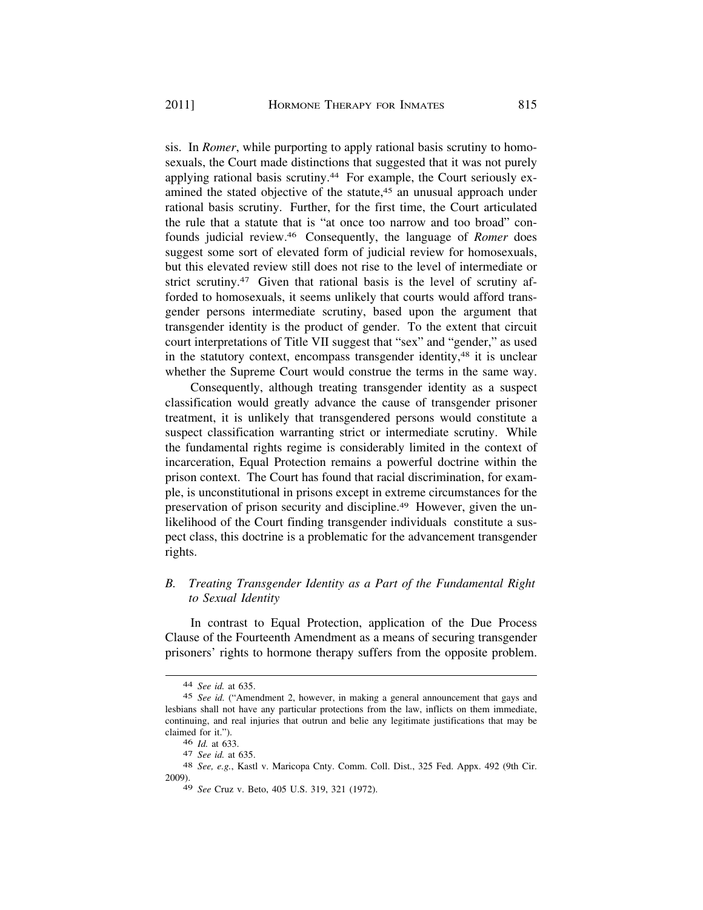sis. In *Romer*, while purporting to apply rational basis scrutiny to homosexuals, the Court made distinctions that suggested that it was not purely applying rational basis scrutiny.[44] For example, the Court seriously examined the stated objective of the statute,[45] an unusual approach under rational basis scrutiny. Further, for the first time, the Court articulated the rule that a statute that is "at once too narrow and too broad" confounds judicial review.[46] Consequently, the language of *Romer* does suggest some sort of elevated form of judicial review for homosexuals, but this elevated review still does not rise to the level of intermediate or strict scrutiny.[47] Given that rational basis is the level of scrutiny afforded to homosexuals, it seems unlikely that courts would afford transgender persons intermediate scrutiny, based upon the argument that transgender identity is the product of gender. To the extent that circuit court interpretations of Title VII suggest that "sex" and "gender," as used in the statutory context, encompass transgender identity,[48] it is unclear whether the Supreme Court would construe the terms in the same way.

Consequently, although treating transgender identity as a suspect classification would greatly advance the cause of transgender prisoner treatment, it is unlikely that transgendered persons would constitute a suspect classification warranting strict or intermediate scrutiny. While the fundamental rights regime is considerably limited in the context of incarceration, Equal Protection remains a powerful doctrine within the prison context. The Court has found that racial discrimination, for example, is unconstitutional in prisons except in extreme circumstances for the preservation of prison security and discipline.[49] However, given the unlikelihood of the Court finding transgender individuals constitute a suspect class, this doctrine is a problematic for the advancement transgender rights.

### *B. Treating Transgender Identity as a Part of the Fundamental Right to Sexual Identity*

In contrast to Equal Protection, application of the Due Process Clause of the Fourteenth Amendment as a means of securing transgender prisoners' rights to hormone therapy suffers from the opposite problem.

---

[44] *See id.* at 635.

[45] *See id.* ("Amendment 2, however, in making a general announcement that gays and lesbians shall not have any particular protections from the law, inflicts on them immediate, continuing, and real injuries that outrun and belie any legitimate justifications that may be claimed for it.").

[46] *Id.* at 633.

[47] *See id.* at 635.

[48] *See, e.g.*, Kastl v. Maricopa Cnty. Comm. Coll. Dist., 325 Fed. Appx. 492 (9th Cir. 2009).

[49] *See* Cruz v. Beto, 405 U.S. 319, 321 (1972).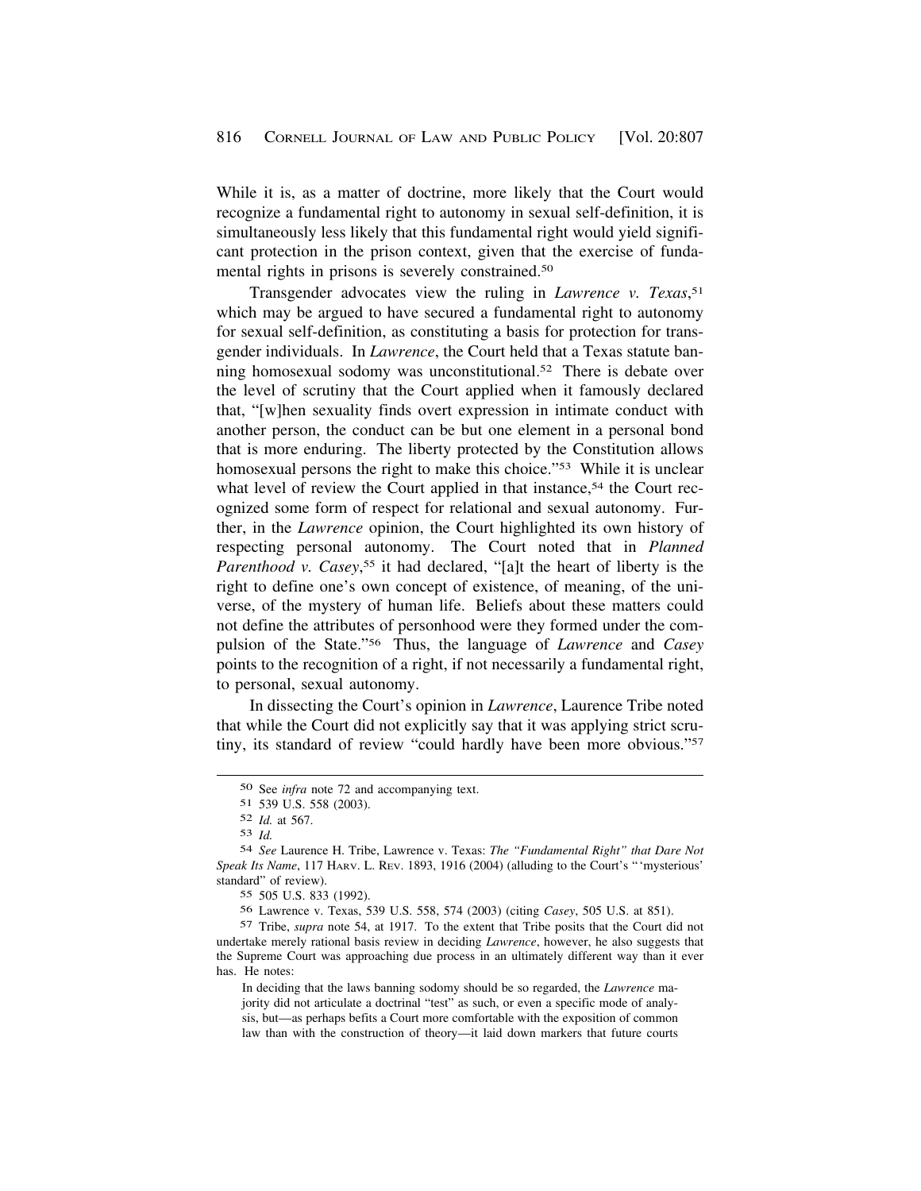While it is, as a matter of doctrine, more likely that the Court would recognize a fundamental right to autonomy in sexual self-definition, it is simultaneously less likely that this fundamental right would yield significant protection in the prison context, given that the exercise of fundamental rights in prisons is severely constrained.[50]

Transgender advocates view the ruling in *Lawrence v. Texas*,[51] which may be argued to have secured a fundamental right to autonomy for sexual self-definition, as constituting a basis for protection for transgender individuals. In *Lawrence*, the Court held that a Texas statute banning homosexual sodomy was unconstitutional.[52] There is debate over the level of scrutiny that the Court applied when it famously declared that, "[w]hen sexuality finds overt expression in intimate conduct with another person, the conduct can be but one element in a personal bond that is more enduring. The liberty protected by the Constitution allows homosexual persons the right to make this choice."[53] While it is unclear what level of review the Court applied in that instance,[54] the Court recognized some form of respect for relational and sexual autonomy. Further, in the *Lawrence* opinion, the Court highlighted its own history of respecting personal autonomy. The Court noted that in *Planned Parenthood v. Casey*,[55] it had declared, "[a]t the heart of liberty is the right to define one's own concept of existence, of meaning, of the universe, of the mystery of human life. Beliefs about these matters could not define the attributes of personhood were they formed under the compulsion of the State."[56] Thus, the language of *Lawrence* and *Casey* points to the recognition of a right, if not necessarily a fundamental right, to personal, sexual autonomy.

In dissecting the Court's opinion in *Lawrence*, Laurence Tribe noted that while the Court did not explicitly say that it was applying strict scrutiny, its standard of review "could hardly have been more obvious."[57]

---

50 See *infra* note 72 and accompanying text.

51 539 U.S. 558 (2003).

52 *Id.* at 567.

53 *Id.*

54 *See* Laurence H. Tribe, Lawrence v. Texas: *The "Fundamental Right" that Dare Not Speak Its Name*, 117 HARV. L. REV. 1893, 1916 (2004) (alluding to the Court's "'mysterious' standard" of review).

55 505 U.S. 833 (1992).

56 Lawrence v. Texas, 539 U.S. 558, 574 (2003) (citing *Casey*, 505 U.S. at 851).

57 Tribe, *supra* note 54, at 1917. To the extent that Tribe posits that the Court did not undertake merely rational basis review in deciding *Lawrence*, however, he also suggests that the Supreme Court was approaching due process in an ultimately different way than it ever has. He notes:

> In deciding that the laws banning sodomy should be so regarded, the *Lawrence* majority did not articulate a doctrinal "test" as such, or even a specific mode of analysis, but—as perhaps befits a Court more comfortable with the exposition of common law than with the construction of theory—it laid down markers that future courts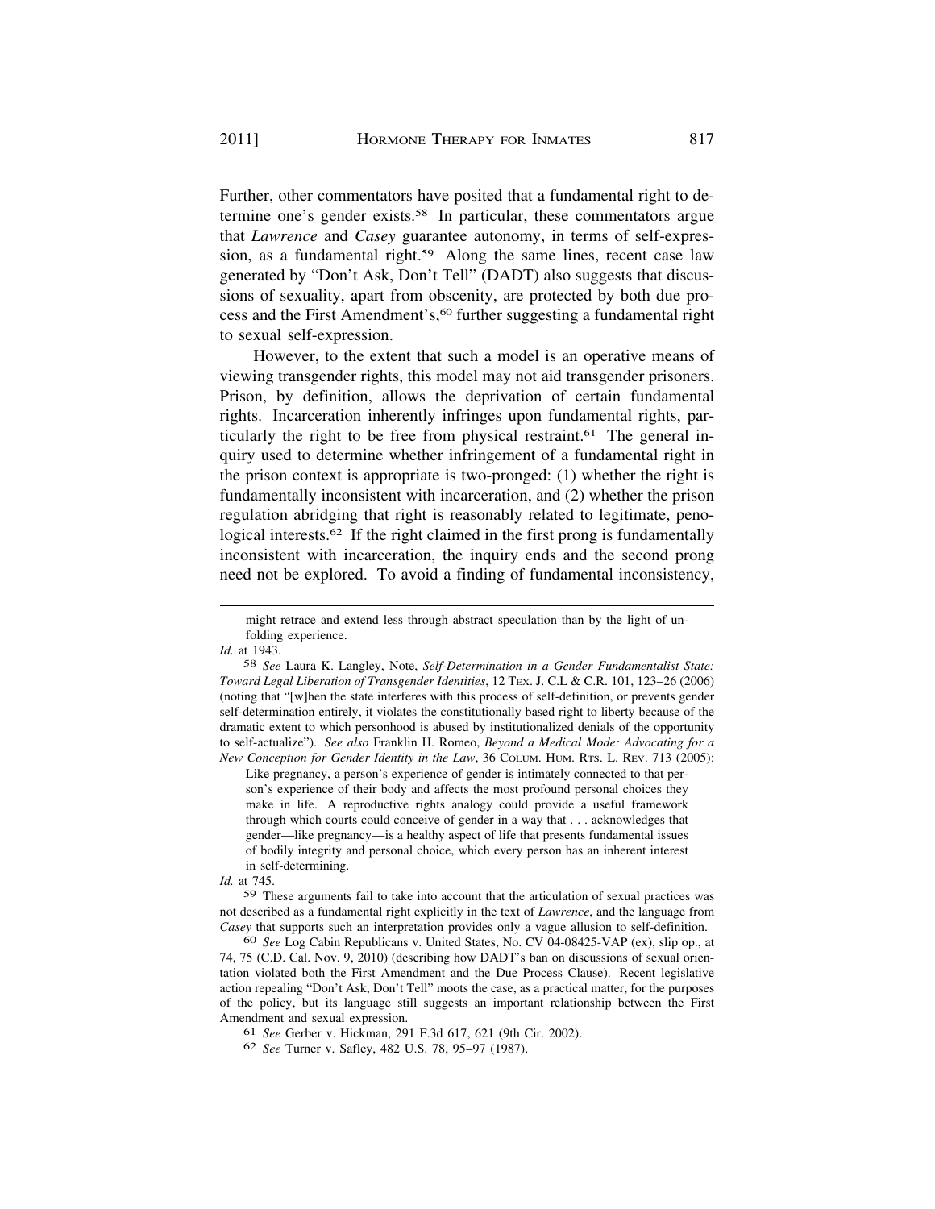Further, other commentators have posited that a fundamental right to determine one's gender exists.[58] In particular, these commentators argue that *Lawrence* and *Casey* guarantee autonomy, in terms of self-expression, as a fundamental right.[59] Along the same lines, recent case law generated by "Don't Ask, Don't Tell" (DADT) also suggests that discussions of sexuality, apart from obscenity, are protected by both due process and the First Amendment's,[60] further suggesting a fundamental right to sexual self-expression.

However, to the extent that such a model is an operative means of viewing transgender rights, this model may not aid transgender prisoners. Prison, by definition, allows the deprivation of certain fundamental rights. Incarceration inherently infringes upon fundamental rights, particularly the right to be free from physical restraint.[61] The general inquiry used to determine whether infringement of a fundamental right in the prison context is appropriate is two-pronged: (1) whether the right is fundamentally inconsistent with incarceration, and (2) whether the prison regulation abridging that right is reasonably related to legitimate, penological interests.[62] If the right claimed in the first prong is fundamentally inconsistent with incarceration, the inquiry ends and the second prong need not be explored. To avoid a finding of fundamental inconsistency,

---

might retrace and extend less through abstract speculation than by the light of unfolding experience.

*Id.* at 1943.

58 *See* Laura K. Langley, Note, *Self-Determination in a Gender Fundamentalist State: Toward Legal Liberation of Transgender Identities*, 12 TEX. J. C.L & C.R. 101, 123–26 (2006) (noting that "[w]hen the state interferes with this process of self-definition, or prevents gender self-determination entirely, it violates the constitutionally based right to liberty because of the dramatic extent to which personhood is abused by institutionalized denials of the opportunity to self-actualize"). *See also* Franklin H. Romeo, *Beyond a Medical Mode: Advocating for a New Conception for Gender Identity in the Law*, 36 COLUM. HUM. RTS. L. REV. 713 (2005):

> Like pregnancy, a person's experience of gender is intimately connected to that person's experience of their body and affects the most profound personal choices they make in life. A reproductive rights analogy could provide a useful framework through which courts could conceive of gender in a way that . . . acknowledges that gender—like pregnancy—is a healthy aspect of life that presents fundamental issues of bodily integrity and personal choice, which every person has an inherent interest in self-determining.

*Id.* at 745.

59 These arguments fail to take into account that the articulation of sexual practices was not described as a fundamental right explicitly in the text of *Lawrence*, and the language from *Casey* that supports such an interpretation provides only a vague allusion to self-definition.

60 *See* Log Cabin Republicans v. United States, No. CV 04-08425-VAP (ex), slip op., at 74, 75 (C.D. Cal. Nov. 9, 2010) (describing how DADT's ban on discussions of sexual orientation violated both the First Amendment and the Due Process Clause). Recent legislative action repealing "Don't Ask, Don't Tell" moots the case, as a practical matter, for the purposes of the policy, but its language still suggests an important relationship between the First Amendment and sexual expression.

61 *See* Gerber v. Hickman, 291 F.3d 617, 621 (9th Cir. 2002).

62 *See* Turner v. Safley, 482 U.S. 78, 95–97 (1987).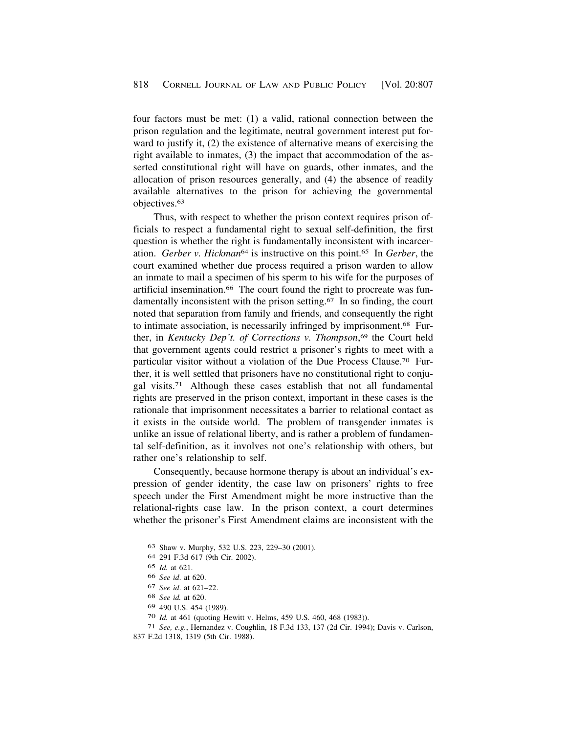four factors must be met: (1) a valid, rational connection between the prison regulation and the legitimate, neutral government interest put forward to justify it, (2) the existence of alternative means of exercising the right available to inmates, (3) the impact that accommodation of the asserted constitutional right will have on guards, other inmates, and the allocation of prison resources generally, and (4) the absence of readily available alternatives to the prison for achieving the governmental objectives.[63]

Thus, with respect to whether the prison context requires prison officials to respect a fundamental right to sexual self-definition, the first question is whether the right is fundamentally inconsistent with incarceration. *Gerber v. Hickman*[64] is instructive on this point.[65] In *Gerber*, the court examined whether due process required a prison warden to allow an inmate to mail a specimen of his sperm to his wife for the purposes of artificial insemination.[66] The court found the right to procreate was fundamentally inconsistent with the prison setting.[67] In so finding, the court noted that separation from family and friends, and consequently the right to intimate association, is necessarily infringed by imprisonment.[68] Further, in *Kentucky Dep't. of Corrections v. Thompson*,[69] the Court held that government agents could restrict a prisoner's rights to meet with a particular visitor without a violation of the Due Process Clause.[70] Further, it is well settled that prisoners have no constitutional right to conjugal visits.[71] Although these cases establish that not all fundamental rights are preserved in the prison context, important in these cases is the rationale that imprisonment necessitates a barrier to relational contact as it exists in the outside world. The problem of transgender inmates is unlike an issue of relational liberty, and is rather a problem of fundamental self-definition, as it involves not one's relationship with others, but rather one's relationship to self.

Consequently, because hormone therapy is about an individual's expression of gender identity, the case law on prisoners' rights to free speech under the First Amendment might be more instructive than the relational-rights case law. In the prison context, a court determines whether the prisoner's First Amendment claims are inconsistent with the

---

63 Shaw v. Murphy, 532 U.S. 223, 229–30 (2001).

64 291 F.3d 617 (9th Cir. 2002).

65 *Id.* at 621.

66 *See id.* at 620.

67 *See id.* at 621–22.

68 *See id.* at 620.

69 490 U.S. 454 (1989).

70 *Id.* at 461 (quoting Hewitt v. Helms, 459 U.S. 460, 468 (1983)).

71 *See, e.g.*, Hernandez v. Coughlin, 18 F.3d 133, 137 (2d Cir. 1994); Davis v. Carlson, 837 F.2d 1318, 1319 (5th Cir. 1988).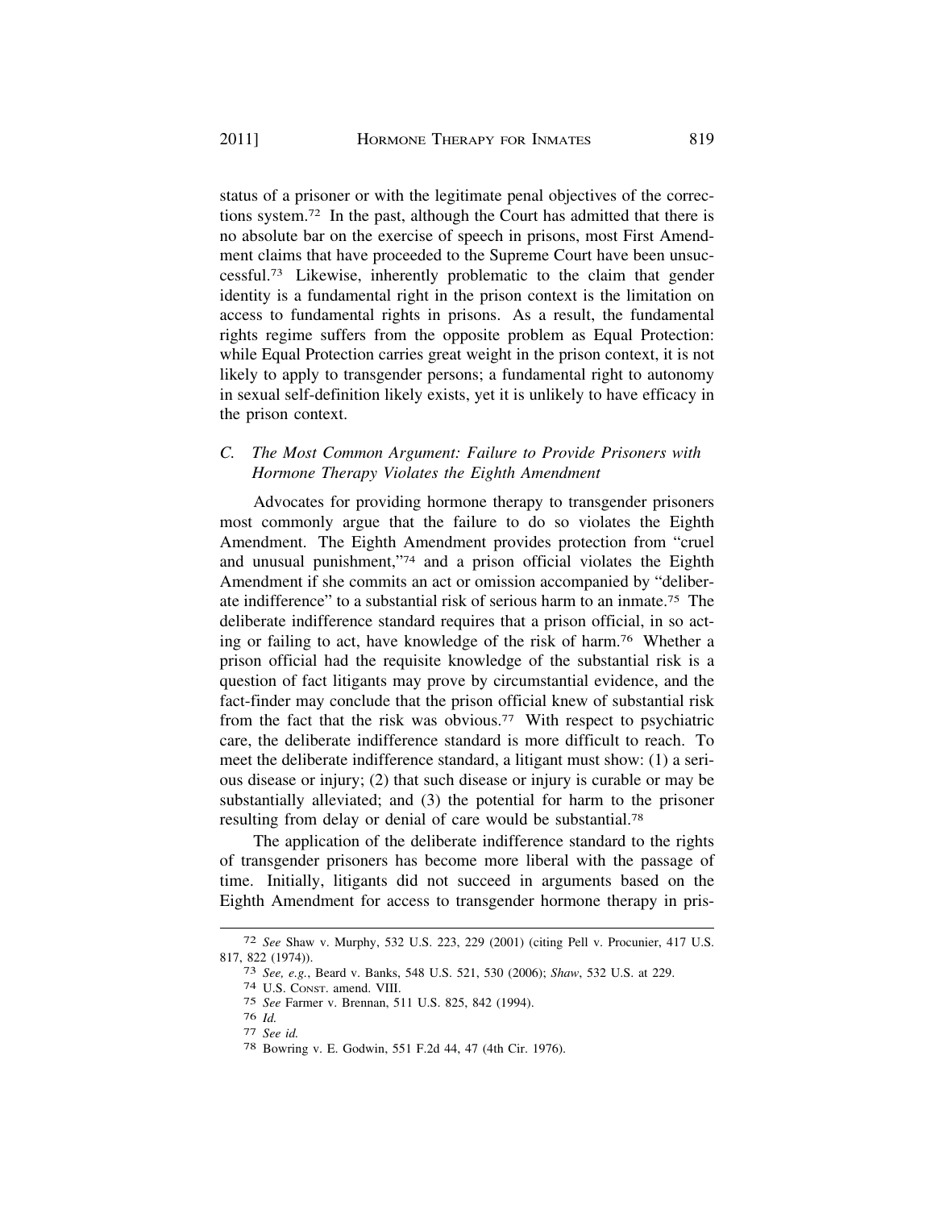status of a prisoner or with the legitimate penal objectives of the corrections system.[72] In the past, although the Court has admitted that there is no absolute bar on the exercise of speech in prisons, most First Amendment claims that have proceeded to the Supreme Court have been unsuccessful.[73] Likewise, inherently problematic to the claim that gender identity is a fundamental right in the prison context is the limitation on access to fundamental rights in prisons. As a result, the fundamental rights regime suffers from the opposite problem as Equal Protection: while Equal Protection carries great weight in the prison context, it is not likely to apply to transgender persons; a fundamental right to autonomy in sexual self-definition likely exists, yet it is unlikely to have efficacy in the prison context.

### *C. The Most Common Argument: Failure to Provide Prisoners with Hormone Therapy Violates the Eighth Amendment*

Advocates for providing hormone therapy to transgender prisoners most commonly argue that the failure to do so violates the Eighth Amendment. The Eighth Amendment provides protection from "cruel and unusual punishment,"[74] and a prison official violates the Eighth Amendment if she commits an act or omission accompanied by "deliberate indifference" to a substantial risk of serious harm to an inmate.[75] The deliberate indifference standard requires that a prison official, in so acting or failing to act, have knowledge of the risk of harm.[76] Whether a prison official had the requisite knowledge of the substantial risk is a question of fact litigants may prove by circumstantial evidence, and the fact-finder may conclude that the prison official knew of substantial risk from the fact that the risk was obvious.[77] With respect to psychiatric care, the deliberate indifference standard is more difficult to reach. To meet the deliberate indifference standard, a litigant must show: (1) a serious disease or injury; (2) that such disease or injury is curable or may be substantially alleviated; and (3) the potential for harm to the prisoner resulting from delay or denial of care would be substantial.[78]

The application of the deliberate indifference standard to the rights of transgender prisoners has become more liberal with the passage of time. Initially, litigants did not succeed in arguments based on the Eighth Amendment for access to transgender hormone therapy in pris-

---

[72] *See* Shaw v. Murphy, 532 U.S. 223, 229 (2001) (citing Pell v. Procunier, 417 U.S. 817, 822 (1974)).

[73] *See, e.g.*, Beard v. Banks, 548 U.S. 521, 530 (2006); *Shaw*, 532 U.S. at 229.

[74] U.S. Const. amend. VIII.

[75] *See* Farmer v. Brennan, 511 U.S. 825, 842 (1994).

[76] *Id.*

[77] *See id.*

[78] Bowring v. E. Godwin, 551 F.2d 44, 47 (4th Cir. 1976).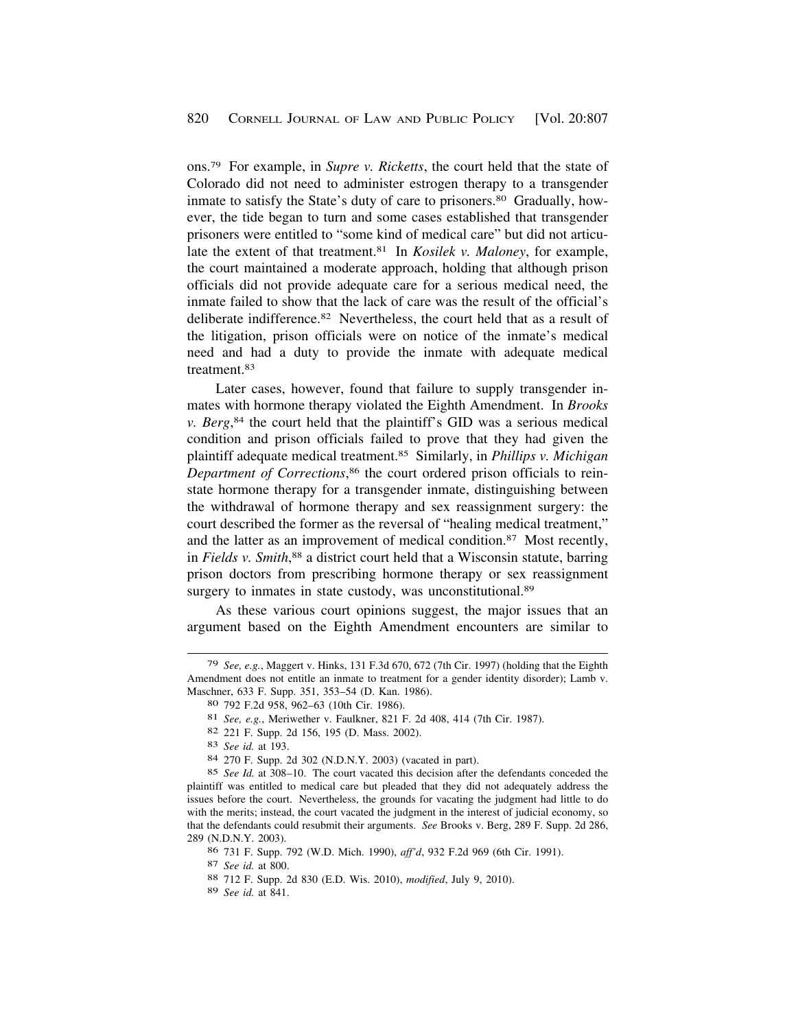ons.[79] For example, in *Supre v. Ricketts*, the court held that the state of Colorado did not need to administer estrogen therapy to a transgender inmate to satisfy the State's duty of care to prisoners.[80] Gradually, however, the tide began to turn and some cases established that transgender prisoners were entitled to "some kind of medical care" but did not articulate the extent of that treatment.[81] In *Kosilek v. Maloney*, for example, the court maintained a moderate approach, holding that although prison officials did not provide adequate care for a serious medical need, the inmate failed to show that the lack of care was the result of the official's deliberate indifference.[82] Nevertheless, the court held that as a result of the litigation, prison officials were on notice of the inmate's medical need and had a duty to provide the inmate with adequate medical treatment.[83]

Later cases, however, found that failure to supply transgender inmates with hormone therapy violated the Eighth Amendment. In *Brooks v. Berg*,[84] the court held that the plaintiff's GID was a serious medical condition and prison officials failed to prove that they had given the plaintiff adequate medical treatment.[85] Similarly, in *Phillips v. Michigan Department of Corrections*,[86] the court ordered prison officials to reinstate hormone therapy for a transgender inmate, distinguishing between the withdrawal of hormone therapy and sex reassignment surgery: the court described the former as the reversal of "healing medical treatment," and the latter as an improvement of medical condition.[87] Most recently, in *Fields v. Smith*,[88] a district court held that a Wisconsin statute, barring prison doctors from prescribing hormone therapy or sex reassignment surgery to inmates in state custody, was unconstitutional.[89]

As these various court opinions suggest, the major issues that an argument based on the Eighth Amendment encounters are similar to

---

[79] *See, e.g.*, Maggert v. Hinks, 131 F.3d 670, 672 (7th Cir. 1997) (holding that the Eighth Amendment does not entitle an inmate to treatment for a gender identity disorder); Lamb v. Maschner, 633 F. Supp. 351, 353–54 (D. Kan. 1986).

[80] 792 F.2d 958, 962–63 (10th Cir. 1986).

[81] *See, e.g.*, Meriwether v. Faulkner, 821 F. 2d 408, 414 (7th Cir. 1987).

[82] 221 F. Supp. 2d 156, 195 (D. Mass. 2002).

[83] *See id.* at 193.

[84] 270 F. Supp. 2d 302 (N.D.N.Y. 2003) (vacated in part).

[85] *See Id.* at 308–10. The court vacated this decision after the defendants conceded the plaintiff was entitled to medical care but pleaded that they did not adequately address the issues before the court. Nevertheless, the grounds for vacating the judgment had little to do with the merits; instead, the court vacated the judgment in the interest of judicial economy, so that the defendants could resubmit their arguments. *See* Brooks v. Berg, 289 F. Supp. 2d 286, 289 (N.D.N.Y. 2003).

[86] 731 F. Supp. 792 (W.D. Mich. 1990), *aff'd*, 932 F.2d 969 (6th Cir. 1991).

[87] *See id.* at 800.

[88] 712 F. Supp. 2d 830 (E.D. Wis. 2010), *modified*, July 9, 2010).

[89] *See id.* at 841.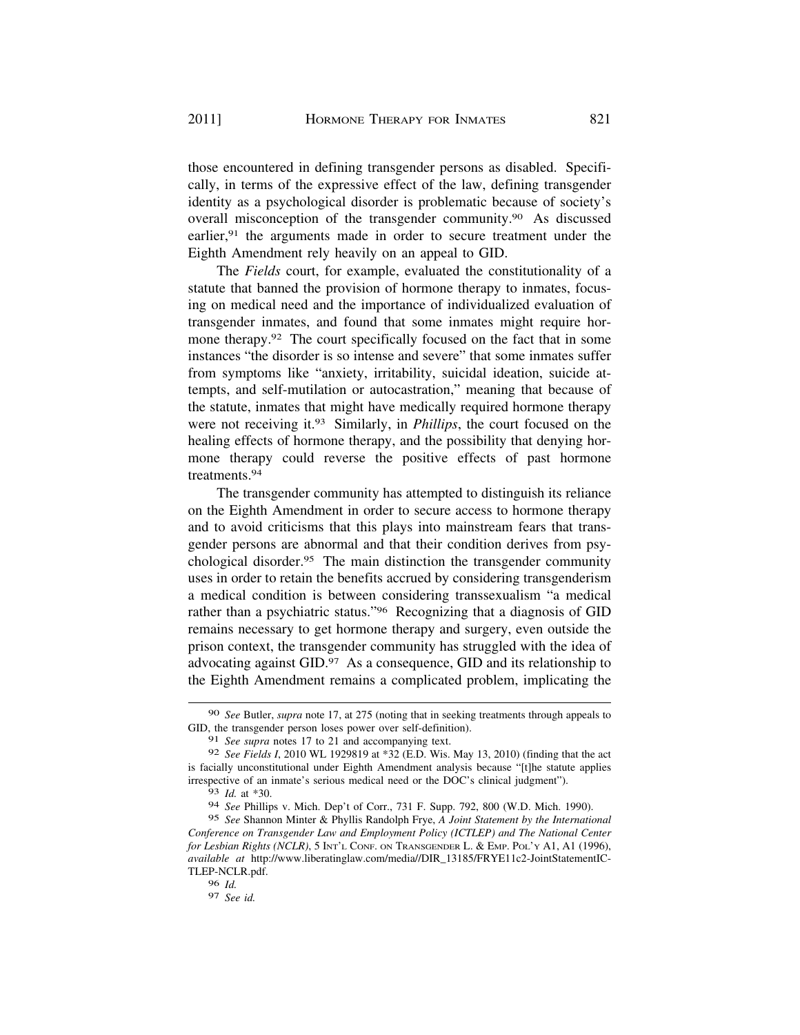those encountered in defining transgender persons as disabled. Specifically, in terms of the expressive effect of the law, defining transgender identity as a psychological disorder is problematic because of society's overall misconception of the transgender community.[90] As discussed earlier,[91] the arguments made in order to secure treatment under the Eighth Amendment rely heavily on an appeal to GID.

The *Fields* court, for example, evaluated the constitutionality of a statute that banned the provision of hormone therapy to inmates, focusing on medical need and the importance of individualized evaluation of transgender inmates, and found that some inmates might require hormone therapy.[92] The court specifically focused on the fact that in some instances "the disorder is so intense and severe" that some inmates suffer from symptoms like "anxiety, irritability, suicidal ideation, suicide attempts, and self-mutilation or autocastration," meaning that because of the statute, inmates that might have medically required hormone therapy were not receiving it.[93] Similarly, in *Phillips*, the court focused on the healing effects of hormone therapy, and the possibility that denying hormone therapy could reverse the positive effects of past hormone treatments.[94]

The transgender community has attempted to distinguish its reliance on the Eighth Amendment in order to secure access to hormone therapy and to avoid criticisms that this plays into mainstream fears that transgender persons are abnormal and that their condition derives from psychological disorder.[95] The main distinction the transgender community uses in order to retain the benefits accrued by considering transgenderism a medical condition is between considering transsexualism "a medical rather than a psychiatric status."[96] Recognizing that a diagnosis of GID remains necessary to get hormone therapy and surgery, even outside the prison context, the transgender community has struggled with the idea of advocating against GID.[97] As a consequence, GID and its relationship to the Eighth Amendment remains a complicated problem, implicating the

---

[90] *See* Butler, *supra* note 17, at 275 (noting that in seeking treatments through appeals to GID, the transgender person loses power over self-definition).

[91] *See supra* notes 17 to 21 and accompanying text.

[92] *See Fields I*, 2010 WL 1929819 at *32 (E.D. Wis. May 13, 2010) (finding that the act is facially unconstitutional under Eighth Amendment analysis because "[t]he statute applies irrespective of an inmate's serious medical need or the DOC's clinical judgment").

[93] *Id.* at *30.

[94] *See* Phillips v. Mich. Dep't of Corr., 731 F. Supp. 792, 800 (W.D. Mich. 1990).

[95] *See* Shannon Minter & Phyllis Randolph Frye, *A Joint Statement by the International Conference on Transgender Law and Employment Policy (ICTLEP) and The National Center for Lesbian Rights (NCLR)*, 5 INT'L CONF. ON TRANSGENDER L. & EMP. POL'Y A1, A1 (1996), *available at* http://www.liberatinglaw.com/media//DIR_13185/FRYE11c2-JointStatementICTLEP-NCLR.pdf.

[96] *Id.*

[97] *See id.*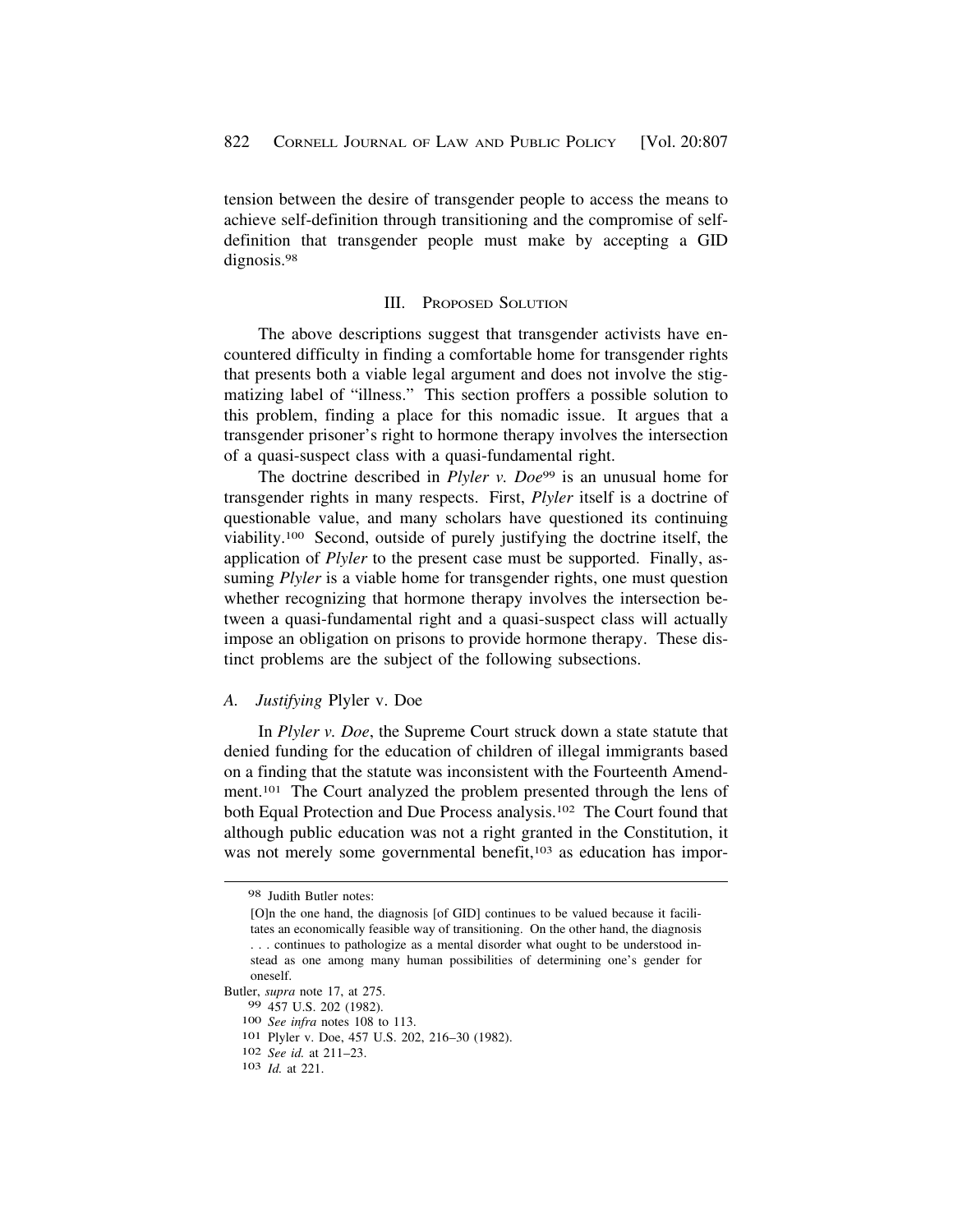tension between the desire of transgender people to access the means to achieve self-definition through transitioning and the compromise of self-definition that transgender people must make by accepting a GID dignosis.[98]

## III. Proposed Solution

The above descriptions suggest that transgender activists have encountered difficulty in finding a comfortable home for transgender rights that presents both a viable legal argument and does not involve the stigmatizing label of "illness." This section proffers a possible solution to this problem, finding a place for this nomadic issue. It argues that a transgender prisoner's right to hormone therapy involves the intersection of a quasi-suspect class with a quasi-fundamental right.

The doctrine described in *Plyler v. Doe*[99] is an unusual home for transgender rights in many respects. First, *Plyler* itself is a doctrine of questionable value, and many scholars have questioned its continuing viability.[100] Second, outside of purely justifying the doctrine itself, the application of *Plyler* to the present case must be supported. Finally, assuming *Plyler* is a viable home for transgender rights, one must question whether recognizing that hormone therapy involves the intersection between a quasi-fundamental right and a quasi-suspect class will actually impose an obligation on prisons to provide hormone therapy. These distinct problems are the subject of the following subsections.

### A. *Justifying* Plyler v. Doe

In *Plyler v. Doe*, the Supreme Court struck down a state statute that denied funding for the education of children of illegal immigrants based on a finding that the statute was inconsistent with the Fourteenth Amendment.[101] The Court analyzed the problem presented through the lens of both Equal Protection and Due Process analysis.[102] The Court found that although public education was not a right granted in the Constitution, it was not merely some governmental benefit,[103] as education has impor-

---

[98] Judith Butler notes:

> [O]n the one hand, the diagnosis [of GID] continues to be valued because it facilitates an economically feasible way of transitioning. On the other hand, the diagnosis . . . continues to pathologize as a mental disorder what ought to be understood instead as one among many human possibilities of determining one's gender for oneself.

Butler, *supra* note 17, at 275.

[99] 457 U.S. 202 (1982).

[100] *See infra* notes 108 to 113.

[101] Plyler v. Doe, 457 U.S. 202, 216–30 (1982).

[102] *See id.* at 211–23.

[103] *Id.* at 221.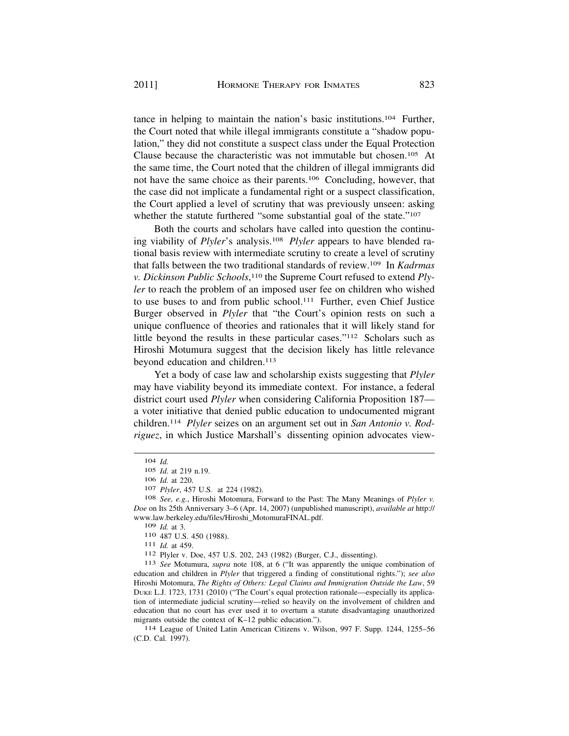tance in helping to maintain the nation's basic institutions.[104] Further, the Court noted that while illegal immigrants constitute a "shadow population," they did not constitute a suspect class under the Equal Protection Clause because the characteristic was not immutable but chosen.[105] At the same time, the Court noted that the children of illegal immigrants did not have the same choice as their parents.[106] Concluding, however, that the case did not implicate a fundamental right or a suspect classification, the Court applied a level of scrutiny that was previously unseen: asking whether the statute furthered "some substantial goal of the state."[107]

Both the courts and scholars have called into question the continuing viability of *Plyler*'s analysis.[108] *Plyler* appears to have blended rational basis review with intermediate scrutiny to create a level of scrutiny that falls between the two traditional standards of review.[109] In *Kadrmas v. Dickinson Public Schools*,[110] the Supreme Court refused to extend *Plyler* to reach the problem of an imposed user fee on children who wished to use buses to and from public school.[111] Further, even Chief Justice Burger observed in *Plyler* that "the Court's opinion rests on such a unique confluence of theories and rationales that it will likely stand for little beyond the results in these particular cases."[112] Scholars such as Hiroshi Motumura suggest that the decision likely has little relevance beyond education and children.[113]

Yet a body of case law and scholarship exists suggesting that *Plyler* may have viability beyond its immediate context. For instance, a federal district court used *Plyler* when considering California Proposition 187—a voter initiative that denied public education to undocumented migrant children.[114] *Plyler* seizes on an argument set out in *San Antonio v. Rodriguez*, in which Justice Marshall's dissenting opinion advocates view-

---

104 *Id.*

105 *Id.* at 219 n.19.

106 *Id.* at 220.

107 *Plyler*, 457 U.S. at 224 (1982).

108 *See, e.g.*, Hiroshi Motomura, Forward to the Past: The Many Meanings of *Plyler v. Doe* on Its 25th Anniversary 3–6 (Apr. 14, 2007) (unpublished manuscript), *available at* http://www.law.berkeley.edu/files/Hiroshi_MotomuraFINAL.pdf.

109 *Id.* at 3.

110 487 U.S. 450 (1988).

111 *Id.* at 459.

112 Plyler v. Doe, 457 U.S. 202, 243 (1982) (Burger, C.J., dissenting).

113 *See* Motumura, *supra* note 108, at 6 ("It was apparently the unique combination of education and children in *Plyler* that triggered a finding of constitutional rights."); *see also* Hiroshi Motomura, *The Rights of Others: Legal Claims and Immigration Outside the Law*, 59 DUKE L.J. 1723, 1731 (2010) ("The Court's equal protection rationale—especially its application of intermediate judicial scrutiny—relied so heavily on the involvement of children and education that no court has ever used it to overturn a statute disadvantaging unauthorized migrants outside the context of K–12 public education.").

114 League of United Latin American Citizens v. Wilson, 997 F. Supp. 1244, 1255–56 (C.D. Cal. 1997).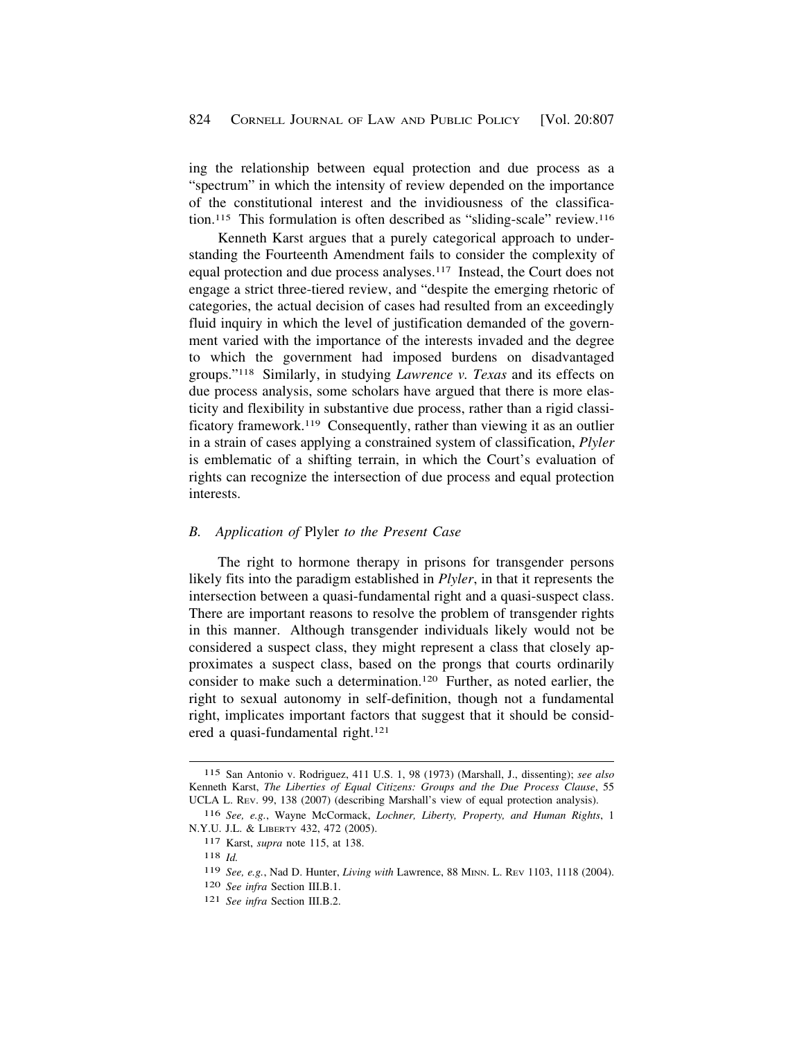ing the relationship between equal protection and due process as a "spectrum" in which the intensity of review depended on the importance of the constitutional interest and the invidiousness of the classification.[115] This formulation is often described as "sliding-scale" review.[116]

Kenneth Karst argues that a purely categorical approach to understanding the Fourteenth Amendment fails to consider the complexity of equal protection and due process analyses.[117] Instead, the Court does not engage a strict three-tiered review, and "despite the emerging rhetoric of categories, the actual decision of cases had resulted from an exceedingly fluid inquiry in which the level of justification demanded of the government varied with the importance of the interests invaded and the degree to which the government had imposed burdens on disadvantaged groups."[118] Similarly, in studying *Lawrence v. Texas* and its effects on due process analysis, some scholars have argued that there is more elasticity and flexibility in substantive due process, rather than a rigid classificatory framework.[119] Consequently, rather than viewing it as an outlier in a strain of cases applying a constrained system of classification, *Plyler* is emblematic of a shifting terrain, in which the Court's evaluation of rights can recognize the intersection of due process and equal protection interests.

### *B. Application of* Plyler *to the Present Case*

The right to hormone therapy in prisons for transgender persons likely fits into the paradigm established in *Plyler*, in that it represents the intersection between a quasi-fundamental right and a quasi-suspect class. There are important reasons to resolve the problem of transgender rights in this manner. Although transgender individuals likely would not be considered a suspect class, they might represent a class that closely approximates a suspect class, based on the prongs that courts ordinarily consider to make such a determination.[120] Further, as noted earlier, the right to sexual autonomy in self-definition, though not a fundamental right, implicates important factors that suggest that it should be considered a quasi-fundamental right.[121]

---

[115] San Antonio v. Rodriguez, 411 U.S. 1, 98 (1973) (Marshall, J., dissenting); *see also* Kenneth Karst, *The Liberties of Equal Citizens: Groups and the Due Process Clause*, 55 UCLA L. REV. 99, 138 (2007) (describing Marshall's view of equal protection analysis).

[116] *See, e.g.*, Wayne McCormack, *Lochner, Liberty, Property, and Human Rights*, 1 N.Y.U. J.L. & LIBERTY 432, 472 (2005).

[117] Karst, *supra* note 115, at 138.

[118] *Id.*

[119] *See, e.g.*, Nad D. Hunter, *Living with* Lawrence, 88 MINN. L. REV 1103, 1118 (2004).

[120] *See infra* Section III.B.1.

[121] *See infra* Section III.B.2.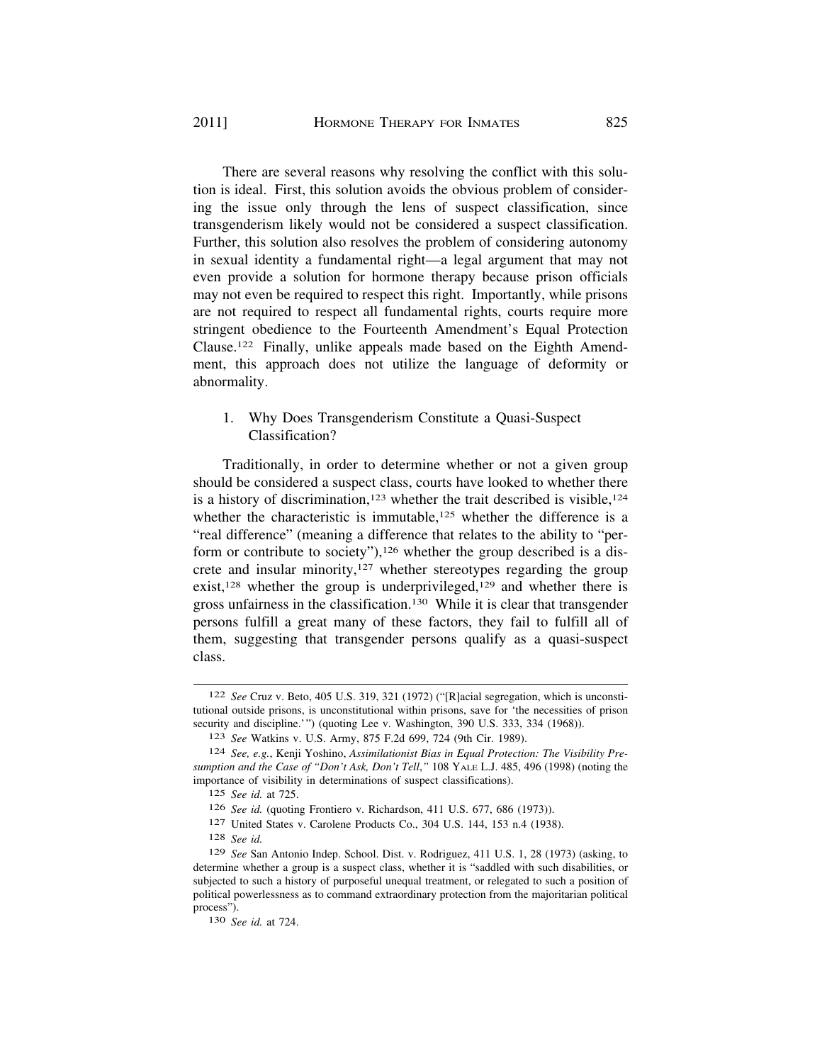There are several reasons why resolving the conflict with this solution is ideal. First, this solution avoids the obvious problem of considering the issue only through the lens of suspect classification, since transgenderism likely would not be considered a suspect classification. Further, this solution also resolves the problem of considering autonomy in sexual identity a fundamental right—a legal argument that may not even provide a solution for hormone therapy because prison officials may not even be required to respect this right. Importantly, while prisons are not required to respect all fundamental rights, courts require more stringent obedience to the Fourteenth Amendment's Equal Protection Clause.[122] Finally, unlike appeals made based on the Eighth Amendment, this approach does not utilize the language of deformity or abnormality.

### 1. Why Does Transgenderism Constitute a Quasi-Suspect Classification?

Traditionally, in order to determine whether or not a given group should be considered a suspect class, courts have looked to whether there is a history of discrimination,[123] whether the trait described is visible,[124] whether the characteristic is immutable,[125] whether the difference is a "real difference" (meaning a difference that relates to the ability to "perform or contribute to society"),[126] whether the group described is a discrete and insular minority,[127] whether stereotypes regarding the group exist,[128] whether the group is underprivileged,[129] and whether there is gross unfairness in the classification.[130] While it is clear that transgender persons fulfill a great many of these factors, they fail to fulfill all of them, suggesting that transgender persons qualify as a quasi-suspect class.

---

122 *See* Cruz v. Beto, 405 U.S. 319, 321 (1972) ("[R]acial segregation, which is unconstitutional outside prisons, is unconstitutional within prisons, save for 'the necessities of prison security and discipline.'") (quoting Lee v. Washington, 390 U.S. 333, 334 (1968)).

123 *See* Watkins v. U.S. Army, 875 F.2d 699, 724 (9th Cir. 1989).

124 *See, e.g.*, Kenji Yoshino, *Assimilationist Bias in Equal Protection: The Visibility Presumption and the Case of "Don't Ask, Don't Tell,"* 108 YALE L.J. 485, 496 (1998) (noting the importance of visibility in determinations of suspect classifications).

125 *See id.* at 725.

126 *See id.* (quoting Frontiero v. Richardson, 411 U.S. 677, 686 (1973)).

127 United States v. Carolene Products Co., 304 U.S. 144, 153 n.4 (1938).

128 *See id.*

129 *See* San Antonio Indep. School. Dist. v. Rodriguez, 411 U.S. 1, 28 (1973) (asking, to determine whether a group is a suspect class, whether it is "saddled with such disabilities, or subjected to such a history of purposeful unequal treatment, or relegated to such a position of political powerlessness as to command extraordinary protection from the majoritarian political process").

130 *See id.* at 724.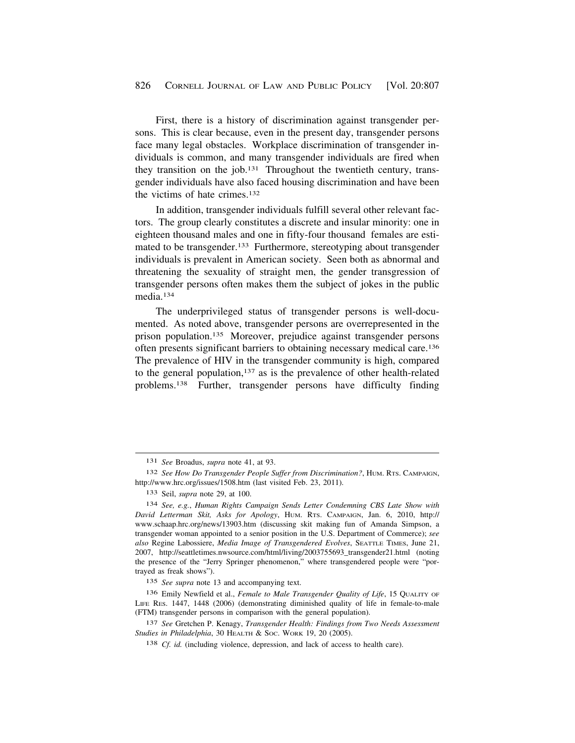First, there is a history of discrimination against transgender persons. This is clear because, even in the present day, transgender persons face many legal obstacles. Workplace discrimination of transgender individuals is common, and many transgender individuals are fired when they transition on the job.[131] Throughout the twentieth century, transgender individuals have also faced housing discrimination and have been the victims of hate crimes.[132]

In addition, transgender individuals fulfill several other relevant factors. The group clearly constitutes a discrete and insular minority: one in eighteen thousand males and one in fifty-four thousand females are estimated to be transgender.[133] Furthermore, stereotyping about transgender individuals is prevalent in American society. Seen both as abnormal and threatening the sexuality of straight men, the gender transgression of transgender persons often makes them the subject of jokes in the public media.[134]

The underprivileged status of transgender persons is well-documented. As noted above, transgender persons are overrepresented in the prison population.[135] Moreover, prejudice against transgender persons often presents significant barriers to obtaining necessary medical care.[136] The prevalence of HIV in the transgender community is high, compared to the general population,[137] as is the prevalence of other health-related problems.[138] Further, transgender persons have difficulty finding

---

131 *See* Broadus, *supra* note 41, at 93.

132 *See How Do Transgender People Suffer from Discrimination?*, HUM. RTS. CAMPAIGN, http://www.hrc.org/issues/1508.htm (last visited Feb. 23, 2011).

133 Seil, *supra* note 29, at 100.

134 *See, e.g.*, *Human Rights Campaign Sends Letter Condemning CBS Late Show with David Letterman Skit, Asks for Apology*, HUM. RTS. CAMPAIGN, Jan. 6, 2010, http://www.schaap.hrc.org/news/13903.htm (discussing skit making fun of Amanda Simpson, a transgender woman appointed to a senior position in the U.S. Department of Commerce); *see also* Regine Labossiere, *Media Image of Transgendered Evolves*, SEATTLE TIMES, June 21, 2007, http://seattletimes.nwsource.com/html/living/2003755693_transgender21.html (noting the presence of the "Jerry Springer phenomenon," where transgendered people were "portrayed as freak shows").

135 *See supra* note 13 and accompanying text.

136 Emily Newfield et al., *Female to Male Transgender Quality of Life*, 15 QUALITY OF LIFE RES. 1447, 1448 (2006) (demonstrating diminished quality of life in female-to-male (FTM) transgender persons in comparison with the general population).

137 *See* Gretchen P. Kenagy, *Transgender Health: Findings from Two Needs Assessment Studies in Philadelphia*, 30 HEALTH & SOC. WORK 19, 20 (2005).

138 *Cf. id.* (including violence, depression, and lack of access to health care).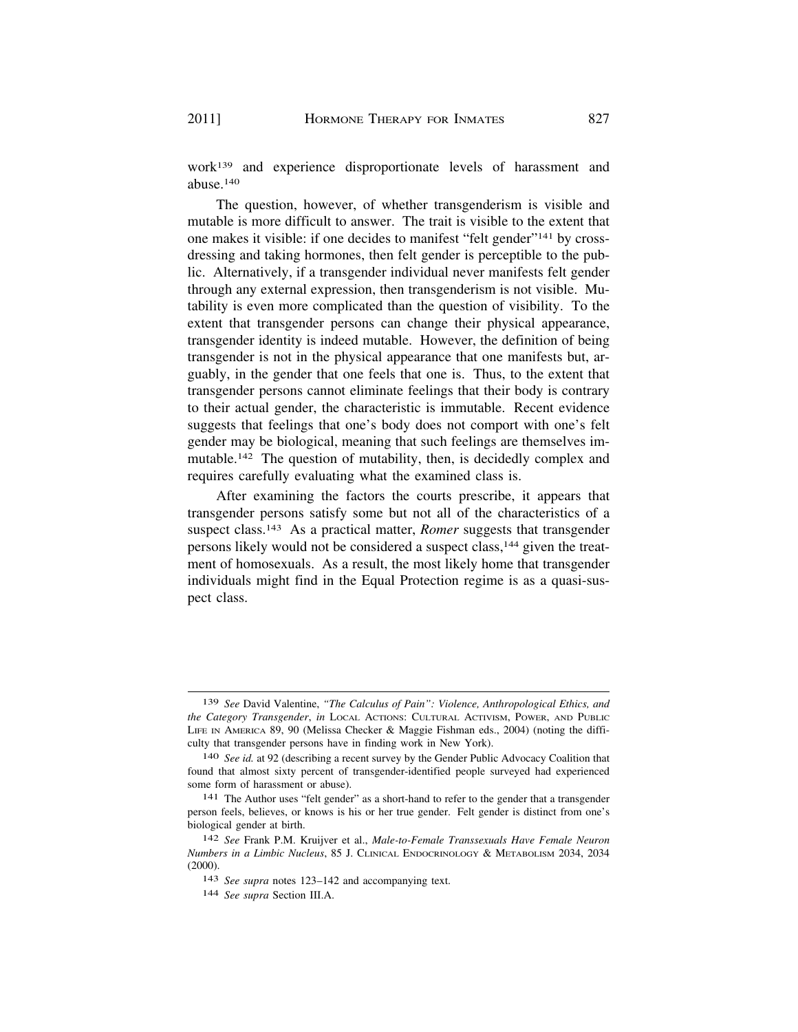work[139] and experience disproportionate levels of harassment and abuse.[140]

The question, however, of whether transgenderism is visible and mutable is more difficult to answer. The trait is visible to the extent that one makes it visible: if one decides to manifest "felt gender"[141] by cross-dressing and taking hormones, then felt gender is perceptible to the public. Alternatively, if a transgender individual never manifests felt gender through any external expression, then transgenderism is not visible. Mutability is even more complicated than the question of visibility. To the extent that transgender persons can change their physical appearance, transgender identity is indeed mutable. However, the definition of being transgender is not in the physical appearance that one manifests but, arguably, in the gender that one feels that one is. Thus, to the extent that transgender persons cannot eliminate feelings that their body is contrary to their actual gender, the characteristic is immutable. Recent evidence suggests that feelings that one's body does not comport with one's felt gender may be biological, meaning that such feelings are themselves immutable.[142] The question of mutability, then, is decidedly complex and requires carefully evaluating what the examined class is.

After examining the factors the courts prescribe, it appears that transgender persons satisfy some but not all of the characteristics of a suspect class.[143] As a practical matter, *Romer* suggests that transgender persons likely would not be considered a suspect class,[144] given the treatment of homosexuals. As a result, the most likely home that transgender individuals might find in the Equal Protection regime is as a quasi-suspect class.

---

[139] *See* David Valentine, *"The Calculus of Pain": Violence, Anthropological Ethics, and the Category Transgender*, *in* LOCAL ACTIONS: CULTURAL ACTIVISM, POWER, AND PUBLIC LIFE IN AMERICA 89, 90 (Melissa Checker & Maggie Fishman eds., 2004) (noting the difficulty that transgender persons have in finding work in New York).

[140] *See id.* at 92 (describing a recent survey by the Gender Public Advocacy Coalition that found that almost sixty percent of transgender-identified people surveyed had experienced some form of harassment or abuse).

[141] The Author uses "felt gender" as a short-hand to refer to the gender that a transgender person feels, believes, or knows is his or her true gender. Felt gender is distinct from one's biological gender at birth.

[142] *See* Frank P.M. Kruijver et al., *Male-to-Female Transsexuals Have Female Neuron Numbers in a Limbic Nucleus*, 85 J. CLINICAL ENDOCRINOLOGY & METABOLISM 2034, 2034 (2000).

[143] *See supra* notes 123–142 and accompanying text.

[144] *See supra* Section III.A.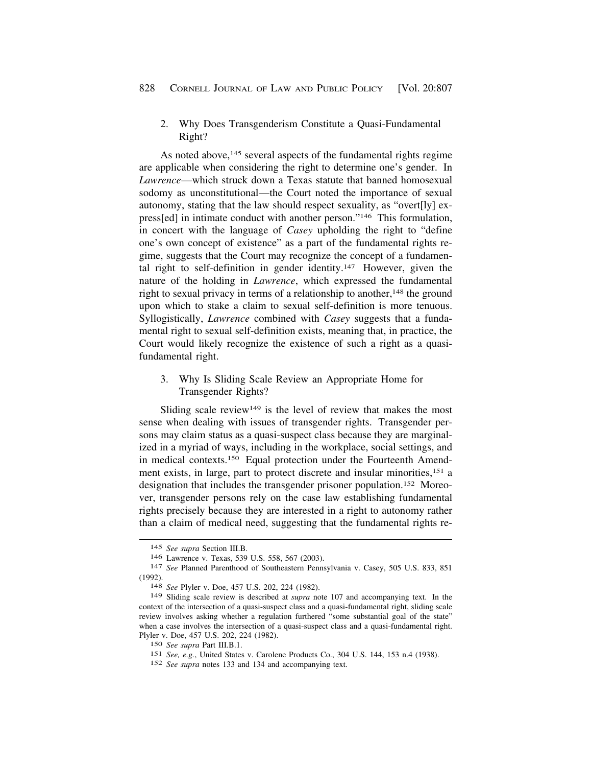### 2. Why Does Transgenderism Constitute a Quasi-Fundamental Right?

As noted above,[145] several aspects of the fundamental rights regime are applicable when considering the right to determine one's gender. In *Lawrence*—which struck down a Texas statute that banned homosexual sodomy as unconstitutional—the Court noted the importance of sexual autonomy, stating that the law should respect sexuality, as "overt[ly] express[ed] in intimate conduct with another person."[146] This formulation, in concert with the language of *Casey* upholding the right to "define one's own concept of existence" as a part of the fundamental rights regime, suggests that the Court may recognize the concept of a fundamental right to self-definition in gender identity.[147] However, given the nature of the holding in *Lawrence*, which expressed the fundamental right to sexual privacy in terms of a relationship to another,[148] the ground upon which to stake a claim to sexual self-definition is more tenuous. Syllogistically, *Lawrence* combined with *Casey* suggests that a fundamental right to sexual self-definition exists, meaning that, in practice, the Court would likely recognize the existence of such a right as a quasi-fundamental right.

### 3. Why Is Sliding Scale Review an Appropriate Home for Transgender Rights?

Sliding scale review[149] is the level of review that makes the most sense when dealing with issues of transgender rights. Transgender persons may claim status as a quasi-suspect class because they are marginalized in a myriad of ways, including in the workplace, social settings, and in medical contexts.[150] Equal protection under the Fourteenth Amendment exists, in large, part to protect discrete and insular minorities,[151] a designation that includes the transgender prisoner population.[152] Moreover, transgender persons rely on the case law establishing fundamental rights precisely because they are interested in a right to autonomy rather than a claim of medical need, suggesting that the fundamental rights re-

---

145 *See supra* Section III.B.

146 Lawrence v. Texas, 539 U.S. 558, 567 (2003).

147 *See* Planned Parenthood of Southeastern Pennsylvania v. Casey, 505 U.S. 833, 851 (1992).

148 *See* Plyler v. Doe, 457 U.S. 202, 224 (1982).

149 Sliding scale review is described at *supra* note 107 and accompanying text. In the context of the intersection of a quasi-suspect class and a quasi-fundamental right, sliding scale review involves asking whether a regulation furthered "some substantial goal of the state" when a case involves the intersection of a quasi-suspect class and a quasi-fundamental right. Plyler v. Doe, 457 U.S. 202, 224 (1982).

150 *See supra* Part III.B.1.

151 *See, e.g.*, United States v. Carolene Products Co., 304 U.S. 144, 153 n.4 (1938).

152 *See supra* notes 133 and 134 and accompanying text.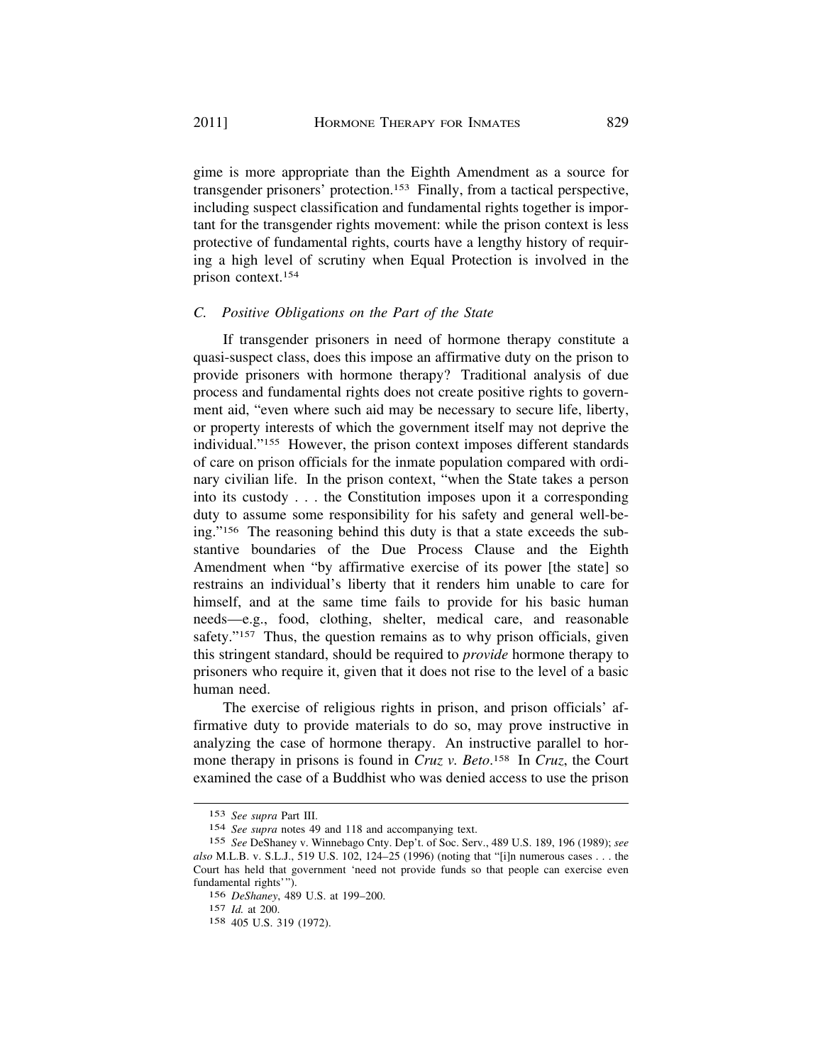gime is more appropriate than the Eighth Amendment as a source for transgender prisoners' protection.[153] Finally, from a tactical perspective, including suspect classification and fundamental rights together is important for the transgender rights movement: while the prison context is less protective of fundamental rights, courts have a lengthy history of requiring a high level of scrutiny when Equal Protection is involved in the prison context.[154]

### *C. Positive Obligations on the Part of the State*

If transgender prisoners in need of hormone therapy constitute a quasi-suspect class, does this impose an affirmative duty on the prison to provide prisoners with hormone therapy? Traditional analysis of due process and fundamental rights does not create positive rights to government aid, "even where such aid may be necessary to secure life, liberty, or property interests of which the government itself may not deprive the individual."[155] However, the prison context imposes different standards of care on prison officials for the inmate population compared with ordinary civilian life. In the prison context, "when the State takes a person into its custody . . . the Constitution imposes upon it a corresponding duty to assume some responsibility for his safety and general well-being."[156] The reasoning behind this duty is that a state exceeds the substantive boundaries of the Due Process Clause and the Eighth Amendment when "by affirmative exercise of its power [the state] so restrains an individual's liberty that it renders him unable to care for himself, and at the same time fails to provide for his basic human needs—e.g., food, clothing, shelter, medical care, and reasonable safety."[157] Thus, the question remains as to why prison officials, given this stringent standard, should be required to *provide* hormone therapy to prisoners who require it, given that it does not rise to the level of a basic human need.

The exercise of religious rights in prison, and prison officials' affirmative duty to provide materials to do so, may prove instructive in analyzing the case of hormone therapy. An instructive parallel to hormone therapy in prisons is found in *Cruz v. Beto*.[158] In *Cruz*, the Court examined the case of a Buddhist who was denied access to use the prison

---

[153] *See supra* Part III.

[154] *See supra* notes 49 and 118 and accompanying text.

[155] *See* DeShaney v. Winnebago Cnty. Dep't. of Soc. Serv., 489 U.S. 189, 196 (1989); *see also* M.L.B. v. S.L.J., 519 U.S. 102, 124–25 (1996) (noting that "[i]n numerous cases . . . the Court has held that government 'need not provide funds so that people can exercise even fundamental rights'").

[156] *DeShaney*, 489 U.S. at 199–200.

[157] *Id.* at 200.

[158] 405 U.S. 319 (1972).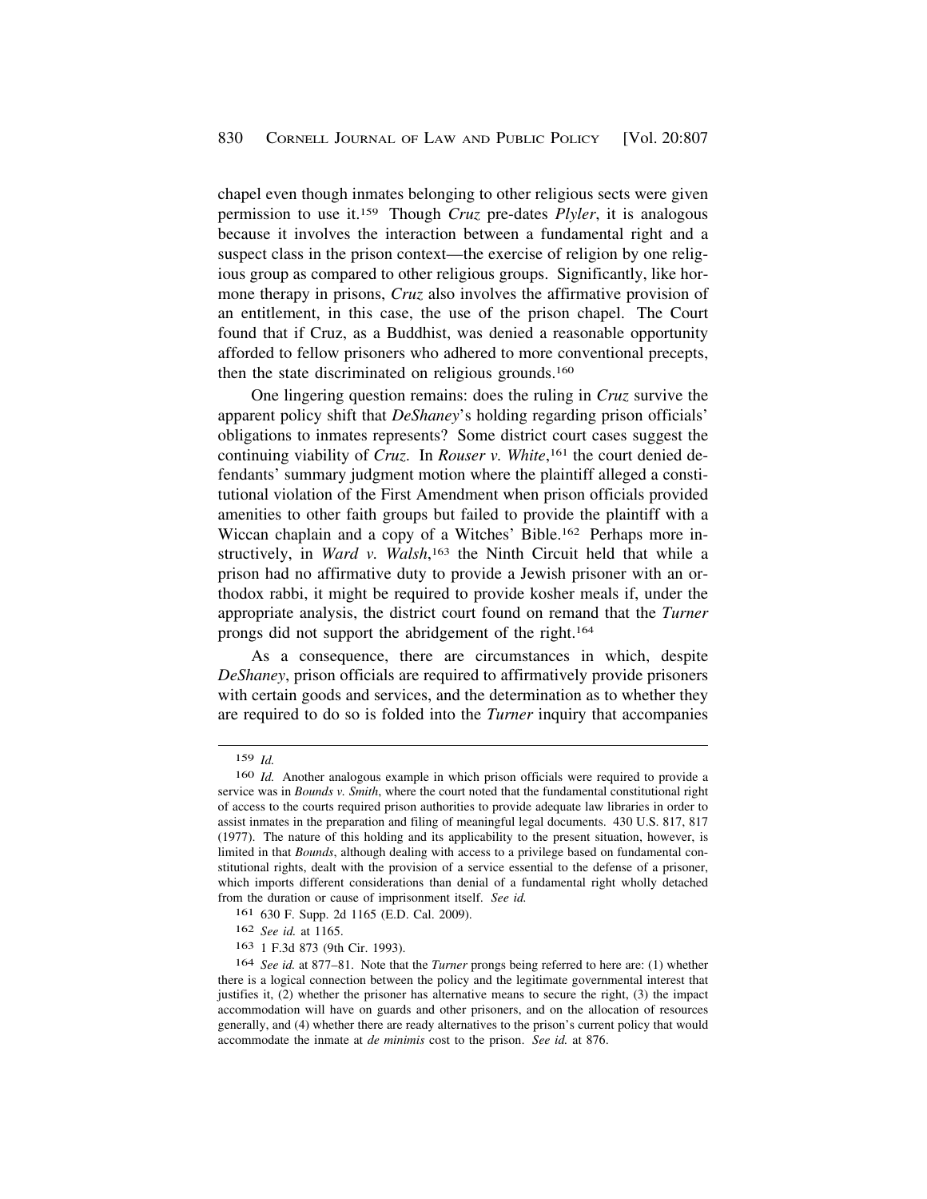chapel even though inmates belonging to other religious sects were given permission to use it.[159] Though *Cruz* pre-dates *Plyler*, it is analogous because it involves the interaction between a fundamental right and a suspect class in the prison context—the exercise of religion by one religious group as compared to other religious groups. Significantly, like hormone therapy in prisons, *Cruz* also involves the affirmative provision of an entitlement, in this case, the use of the prison chapel. The Court found that if Cruz, as a Buddhist, was denied a reasonable opportunity afforded to fellow prisoners who adhered to more conventional precepts, then the state discriminated on religious grounds.[160]

One lingering question remains: does the ruling in *Cruz* survive the apparent policy shift that *DeShaney*'s holding regarding prison officials' obligations to inmates represents? Some district court cases suggest the continuing viability of *Cruz*. In *Rouser v. White*,[161] the court denied defendants' summary judgment motion where the plaintiff alleged a constitutional violation of the First Amendment when prison officials provided amenities to other faith groups but failed to provide the plaintiff with a Wiccan chaplain and a copy of a Witches' Bible.[162] Perhaps more instructively, in *Ward v. Walsh*,[163] the Ninth Circuit held that while a prison had no affirmative duty to provide a Jewish prisoner with an orthodox rabbi, it might be required to provide kosher meals if, under the appropriate analysis, the district court found on remand that the *Turner* prongs did not support the abridgement of the right.[164]

As a consequence, there are circumstances in which, despite *DeShaney*, prison officials are required to affirmatively provide prisoners with certain goods and services, and the determination as to whether they are required to do so is folded into the *Turner* inquiry that accompanies

---

159 *Id.*

160 *Id.* Another analogous example in which prison officials were required to provide a service was in *Bounds v. Smith*, where the court noted that the fundamental constitutional right of access to the courts required prison authorities to provide adequate law libraries in order to assist inmates in the preparation and filing of meaningful legal documents. 430 U.S. 817, 817 (1977). The nature of this holding and its applicability to the present situation, however, is limited in that *Bounds*, although dealing with access to a privilege based on fundamental constitutional rights, dealt with the provision of a service essential to the defense of a prisoner, which imports different considerations than denial of a fundamental right wholly detached from the duration or cause of imprisonment itself. *See id.*

161 630 F. Supp. 2d 1165 (E.D. Cal. 2009).

162 *See id.* at 1165.

163 1 F.3d 873 (9th Cir. 1993).

164 *See id.* at 877–81. Note that the *Turner* prongs being referred to here are: (1) whether there is a logical connection between the policy and the legitimate governmental interest that justifies it, (2) whether the prisoner has alternative means to secure the right, (3) the impact accommodation will have on guards and other prisoners, and on the allocation of resources generally, and (4) whether there are ready alternatives to the prison's current policy that would accommodate the inmate at *de minimis* cost to the prison. *See id.* at 876.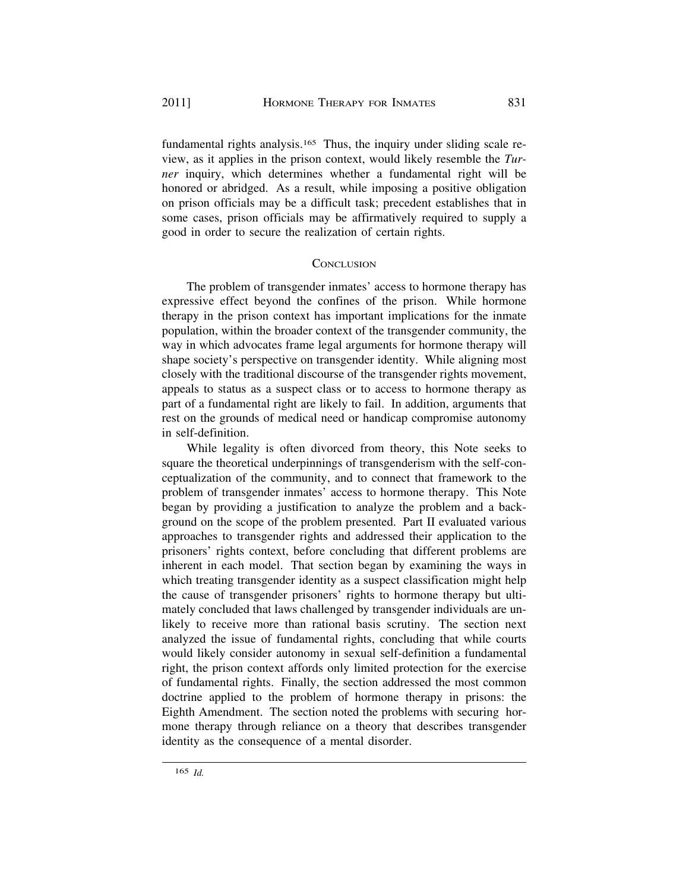fundamental rights analysis.[165] Thus, the inquiry under sliding scale review, as it applies in the prison context, would likely resemble the *Turner* inquiry, which determines whether a fundamental right will be honored or abridged. As a result, while imposing a positive obligation on prison officials may be a difficult task; precedent establishes that in some cases, prison officials may be affirmatively required to supply a good in order to secure the realization of certain rights.

## CONCLUSION

The problem of transgender inmates' access to hormone therapy has expressive effect beyond the confines of the prison. While hormone therapy in the prison context has important implications for the inmate population, within the broader context of the transgender community, the way in which advocates frame legal arguments for hormone therapy will shape society's perspective on transgender identity. While aligning most closely with the traditional discourse of the transgender rights movement, appeals to status as a suspect class or to access to hormone therapy as part of a fundamental right are likely to fail. In addition, arguments that rest on the grounds of medical need or handicap compromise autonomy in self-definition.

While legality is often divorced from theory, this Note seeks to square the theoretical underpinnings of transgenderism with the self-conceptualization of the community, and to connect that framework to the problem of transgender inmates' access to hormone therapy. This Note began by providing a justification to analyze the problem and a background on the scope of the problem presented. Part II evaluated various approaches to transgender rights and addressed their application to the prisoners' rights context, before concluding that different problems are inherent in each model. That section began by examining the ways in which treating transgender identity as a suspect classification might help the cause of transgender prisoners' rights to hormone therapy but ultimately concluded that laws challenged by transgender individuals are unlikely to receive more than rational basis scrutiny. The section next analyzed the issue of fundamental rights, concluding that while courts would likely consider autonomy in sexual self-definition a fundamental right, the prison context affords only limited protection for the exercise of fundamental rights. Finally, the section addressed the most common doctrine applied to the problem of hormone therapy in prisons: the Eighth Amendment. The section noted the problems with securing hormone therapy through reliance on a theory that describes transgender identity as the consequence of a mental disorder.

165 *Id.*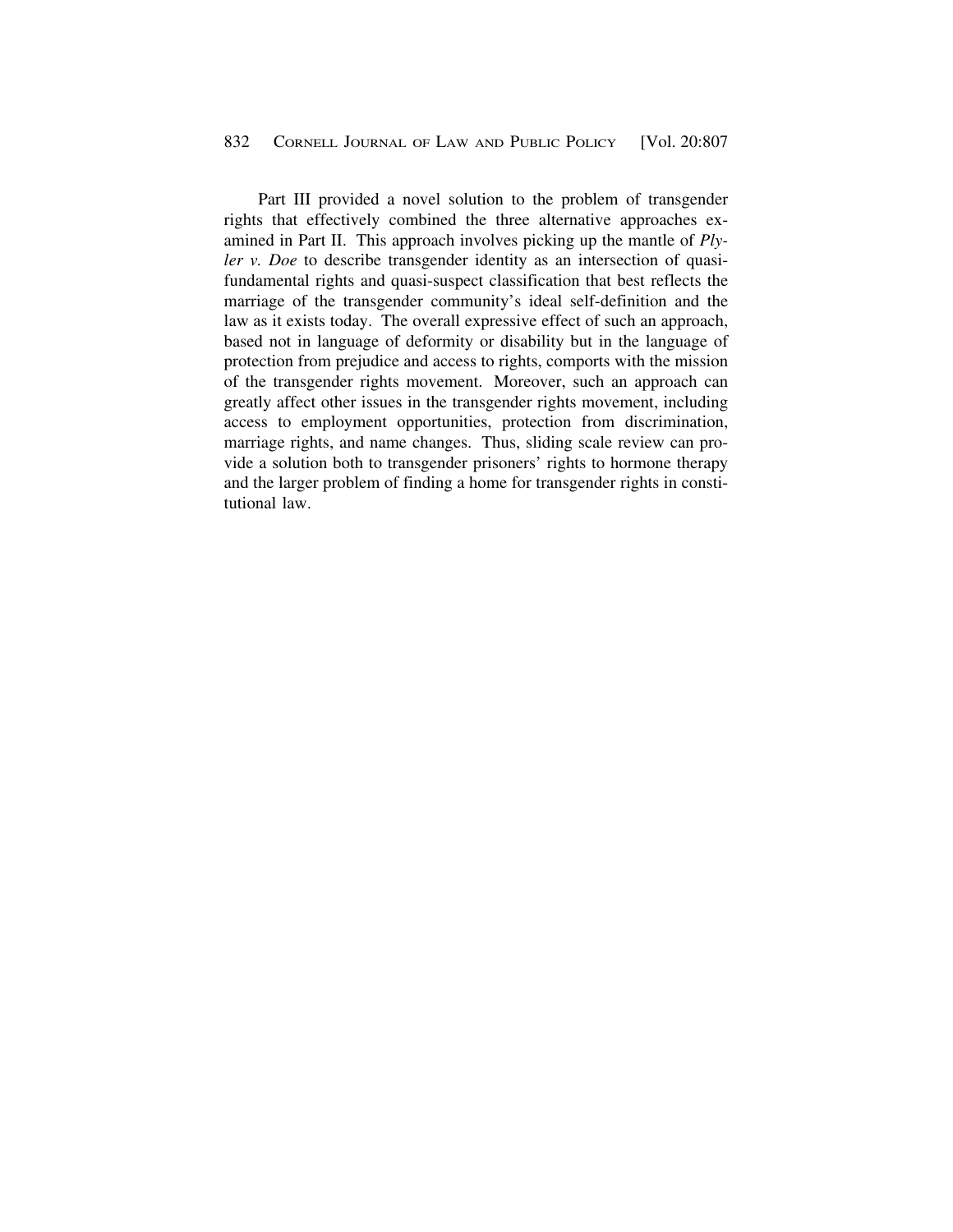Part III provided a novel solution to the problem of transgender rights that effectively combined the three alternative approaches examined in Part II. This approach involves picking up the mantle of *Plyler v. Doe* to describe transgender identity as an intersection of quasi-fundamental rights and quasi-suspect classification that best reflects the marriage of the transgender community's ideal self-definition and the law as it exists today. The overall expressive effect of such an approach, based not in language of deformity or disability but in the language of protection from prejudice and access to rights, comports with the mission of the transgender rights movement. Moreover, such an approach can greatly affect other issues in the transgender rights movement, including access to employment opportunities, protection from discrimination, marriage rights, and name changes. Thus, sliding scale review can provide a solution both to transgender prisoners' rights to hormone therapy and the larger problem of finding a home for transgender rights in constitutional law.